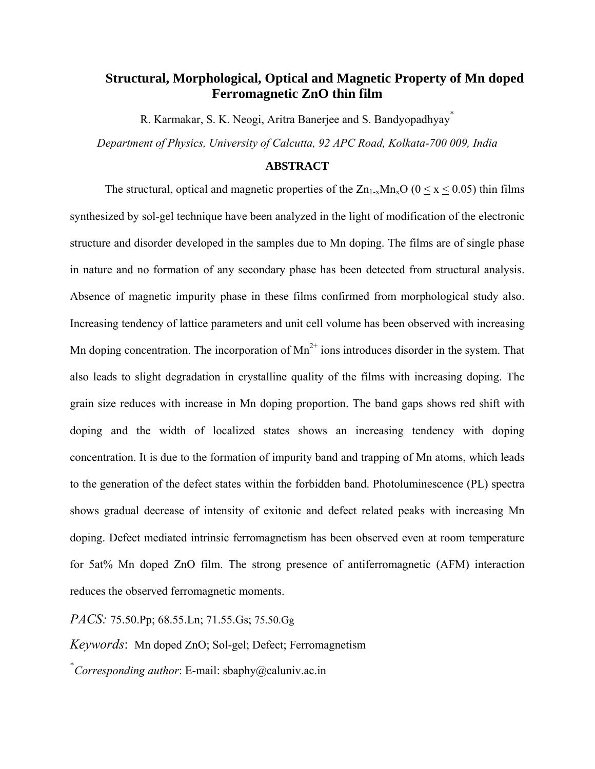# Structural, Morphological, Optical and Magnetic Property of Mn doped Ferromagnetic ZnO thin film

R. Karmakar, S. K. Neogi, Aritra Banerjee and S. Bandyopadhyay[*]

*Department of Physics, University of Calcutta, 92 APC Road, Kolkata-700 009, India*

## ABSTRACT

The structural, optical and magnetic properties of the $Zn_{1-x}Mn_xO$ ($0 \leq x \leq 0.05$) thin films synthesized by sol-gel technique have been analyzed in the light of modification of the electronic structure and disorder developed in the samples due to Mn doping. The films are of single phase in nature and no formation of any secondary phase has been detected from structural analysis. Absence of magnetic impurity phase in these films confirmed from morphological study also. Increasing tendency of lattice parameters and unit cell volume has been observed with increasing Mn doping concentration. The incorporation of $Mn^{2+}$ ions introduces disorder in the system. That also leads to slight degradation in crystalline quality of the films with increasing doping. The grain size reduces with increase in Mn doping proportion. The band gaps shows red shift with doping and the width of localized states shows an increasing tendency with doping concentration. It is due to the formation of impurity band and trapping of Mn atoms, which leads to the generation of the defect states within the forbidden band. Photoluminescence (PL) spectra shows gradual decrease of intensity of exitonic and defect related peaks with increasing Mn doping. Defect mediated intrinsic ferromagnetism has been observed even at room temperature for 5at% Mn doped ZnO film. The strong presence of antiferromagnetic (AFM) interaction reduces the observed ferromagnetic moments.

*PACS:* 75.50.Pp; 68.55.Ln; 71.55.Gs; 75.50.Gg

*Keywords*: Mn doped ZnO; Sol-gel; Defect; Ferromagnetism

[*]*Corresponding author*: E-mail: sbaphy@caluniv.ac.in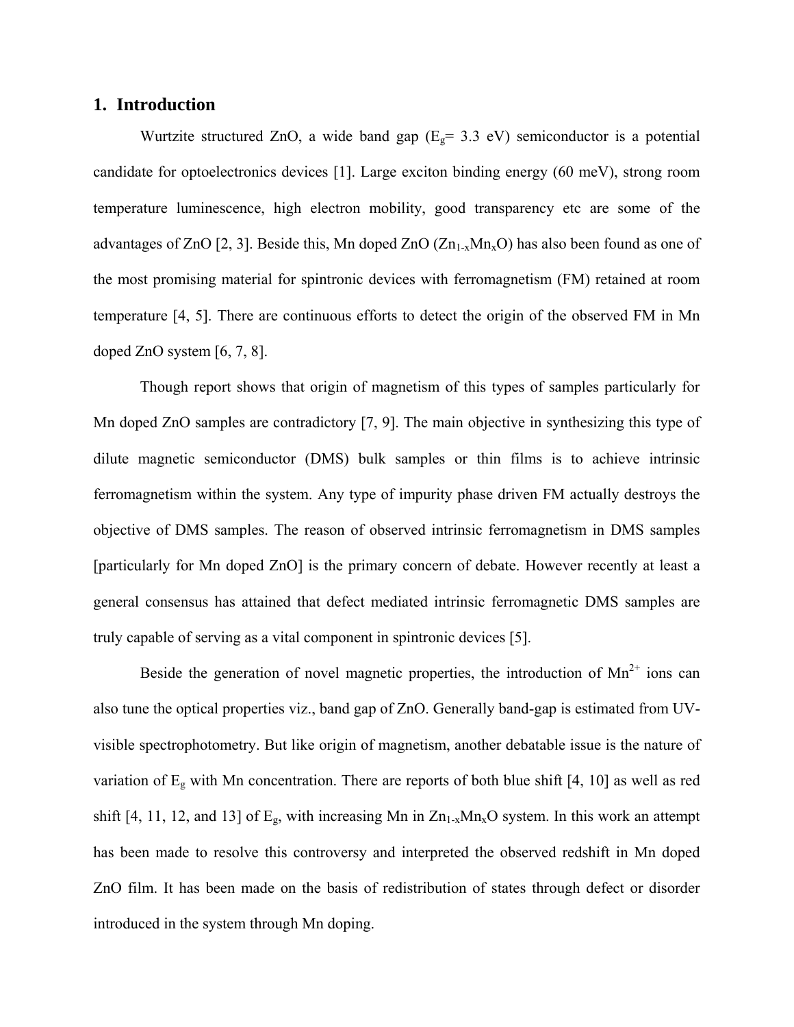## 1. Introduction

Wurtzite structured ZnO, a wide band gap ($E_g$= 3.3 eV) semiconductor is a potential candidate for optoelectronics devices [1]. Large exciton binding energy (60 meV), strong room temperature luminescence, high electron mobility, good transparency etc are some of the advantages of ZnO [2, 3]. Beside this, Mn doped ZnO ($Zn_{1-x}Mn_xO$) has also been found as one of the most promising material for spintronic devices with ferromagnetism (FM) retained at room temperature [4, 5]. There are continuous efforts to detect the origin of the observed FM in Mn doped ZnO system [6, 7, 8].

Though report shows that origin of magnetism of this types of samples particularly for Mn doped ZnO samples are contradictory [7, 9]. The main objective in synthesizing this type of dilute magnetic semiconductor (DMS) bulk samples or thin films is to achieve intrinsic ferromagnetism within the system. Any type of impurity phase driven FM actually destroys the objective of DMS samples. The reason of observed intrinsic ferromagnetism in DMS samples [particularly for Mn doped ZnO] is the primary concern of debate. However recently at least a general consensus has attained that defect mediated intrinsic ferromagnetic DMS samples are truly capable of serving as a vital component in spintronic devices [5].

Beside the generation of novel magnetic properties, the introduction of $Mn^{2+}$ ions can also tune the optical properties viz., band gap of ZnO. Generally band-gap is estimated from UV-visible spectrophotometry. But like origin of magnetism, another debatable issue is the nature of variation of $E_g$ with Mn concentration. There are reports of both blue shift [4, 10] as well as red shift [4, 11, 12, and 13] of $E_g$, with increasing Mn in $Zn_{1-x}Mn_xO$ system. In this work an attempt has been made to resolve this controversy and interpreted the observed redshift in Mn doped ZnO film. It has been made on the basis of redistribution of states through defect or disorder introduced in the system through Mn doping.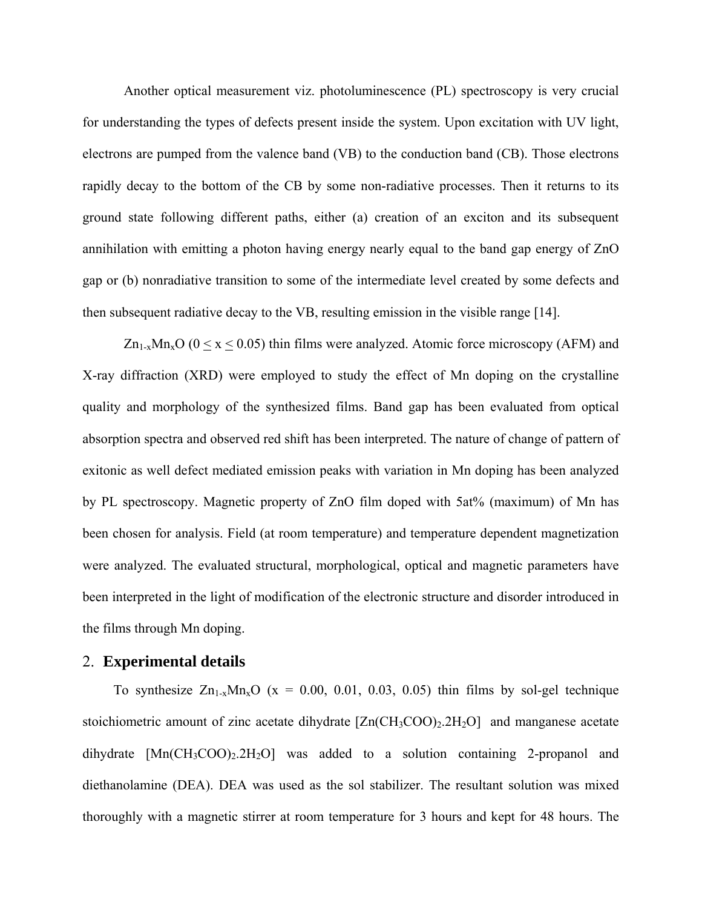Another optical measurement viz. photoluminescence (PL) spectroscopy is very crucial for understanding the types of defects present inside the system. Upon excitation with UV light, electrons are pumped from the valence band (VB) to the conduction band (CB). Those electrons rapidly decay to the bottom of the CB by some non-radiative processes. Then it returns to its ground state following different paths, either (a) creation of an exciton and its subsequent annihilation with emitting a photon having energy nearly equal to the band gap energy of ZnO gap or (b) nonradiative transition to some of the intermediate level created by some defects and then subsequent radiative decay to the VB, resulting emission in the visible range [14].

$Zn_{1-x}Mn_xO$ ($0 \leq x \leq 0.05$) thin films were analyzed. Atomic force microscopy (AFM) and X-ray diffraction (XRD) were employed to study the effect of Mn doping on the crystalline quality and morphology of the synthesized films. Band gap has been evaluated from optical absorption spectra and observed red shift has been interpreted. The nature of change of pattern of exitonic as well defect mediated emission peaks with variation in Mn doping has been analyzed by PL spectroscopy. Magnetic property of ZnO film doped with 5at% (maximum) of Mn has been chosen for analysis. Field (at room temperature) and temperature dependent magnetization were analyzed. The evaluated structural, morphological, optical and magnetic parameters have been interpreted in the light of modification of the electronic structure and disorder introduced in the films through Mn doping.

## 2. Experimental details

To synthesize $Zn_{1-x}Mn_xO$ (x = 0.00, 0.01, 0.03, 0.05) thin films by sol-gel technique stoichiometric amount of zinc acetate dihydrate [$Zn(CH_3COO)_2.2H_2O$] and manganese acetate dihydrate [$Mn(CH_3COO)_2.2H_2O$] was added to a solution containing 2-propanol and diethanolamine (DEA). DEA was used as the sol stabilizer. The resultant solution was mixed thoroughly with a magnetic stirrer at room temperature for 3 hours and kept for 48 hours. The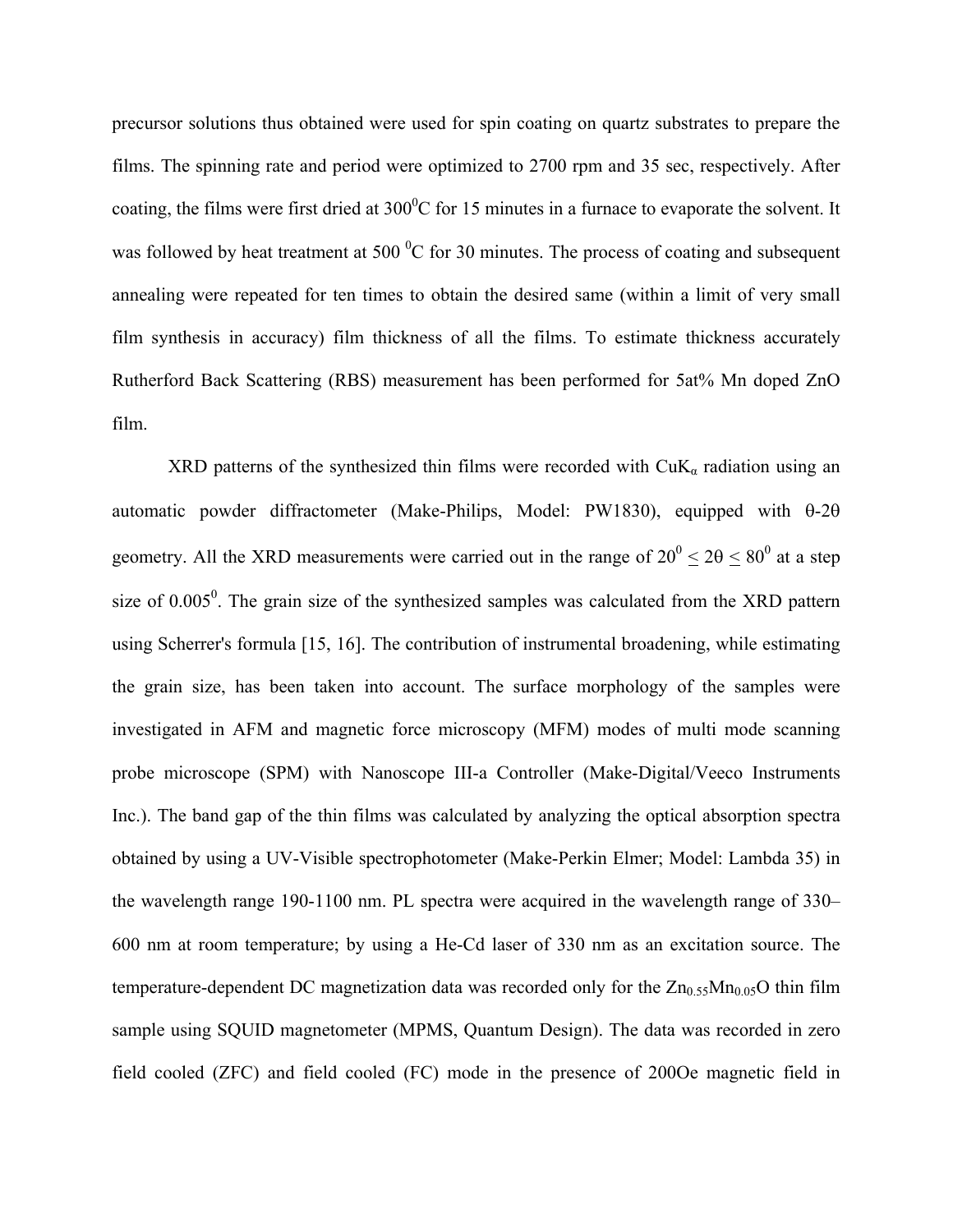precursor solutions thus obtained were used for spin coating on quartz substrates to prepare the films. The spinning rate and period were optimized to 2700 rpm and 35 sec, respectively. After coating, the films were first dried at $300^0$C for 15 minutes in a furnace to evaporate the solvent. It was followed by heat treatment at 500 $^0$C for 30 minutes. The process of coating and subsequent annealing were repeated for ten times to obtain the desired same (within a limit of very small film synthesis in accuracy) film thickness of all the films. To estimate thickness accurately Rutherford Back Scattering (RBS) measurement has been performed for 5at% Mn doped ZnO film.

XRD patterns of the synthesized thin films were recorded with $CuK_\alpha$ radiation using an automatic powder diffractometer (Make-Philips, Model: PW1830), equipped with θ-2θ geometry. All the XRD measurements were carried out in the range of $20^0 \leq 2\theta \leq 80^0$ at a step size of $0.005^0$. The grain size of the synthesized samples was calculated from the XRD pattern using Scherrer's formula [15, 16]. The contribution of instrumental broadening, while estimating the grain size, has been taken into account. The surface morphology of the samples were investigated in AFM and magnetic force microscopy (MFM) modes of multi mode scanning probe microscope (SPM) with Nanoscope III-a Controller (Make-Digital/Veeco Instruments Inc.). The band gap of the thin films was calculated by analyzing the optical absorption spectra obtained by using a UV-Visible spectrophotometer (Make-Perkin Elmer; Model: Lambda 35) in the wavelength range 190-1100 nm. PL spectra were acquired in the wavelength range of 330–600 nm at room temperature; by using a He-Cd laser of 330 nm as an excitation source. The temperature-dependent DC magnetization data was recorded only for the $Zn_{0.55}Mn_{0.05}O$ thin film sample using SQUID magnetometer (MPMS, Quantum Design). The data was recorded in zero field cooled (ZFC) and field cooled (FC) mode in the presence of 200Oe magnetic field in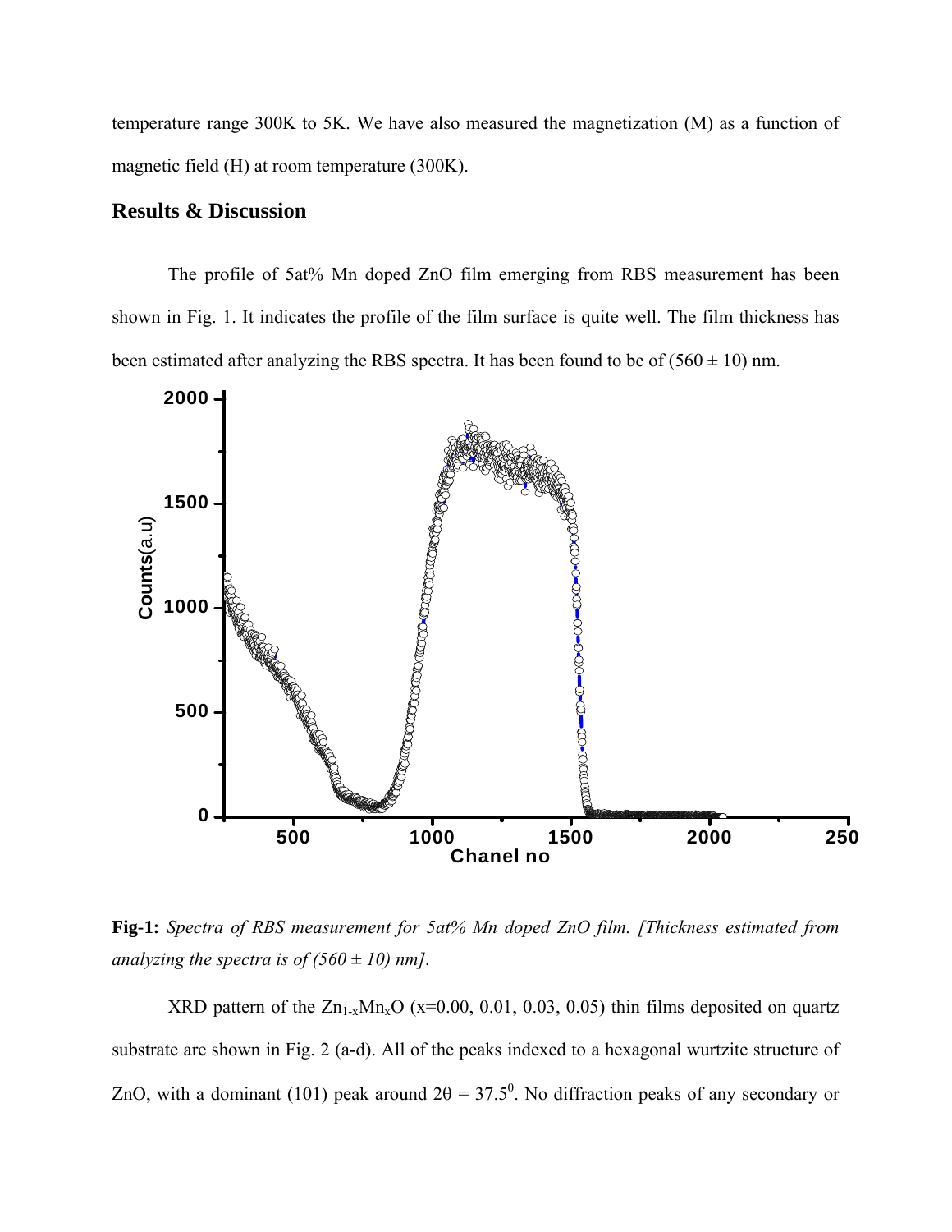temperature range 300K to 5K. We have also measured the magnetization (M) as a function of magnetic field (H) at room temperature (300K).

## Results & Discussion

The profile of 5at% Mn doped ZnO film emerging from RBS measurement has been shown in Fig. 1. It indicates the profile of the film surface is quite well. The film thickness has been estimated after analyzing the RBS spectra. It has been found to be of (560 ± 10) nm.

Counts(a.u)
2000
1500
1000
500
0
500
1000
1500
2000
250
Chanel no

**Fig-1:** *Spectra of RBS measurement for 5at% Mn doped ZnO film. [Thickness estimated from analyzing the spectra is of (560 ± 10) nm].*

XRD pattern of the $Zn_{1-x}Mn_xO$ (x=0.00, 0.01, 0.03, 0.05) thin films deposited on quartz substrate are shown in Fig. 2 (a-d). All of the peaks indexed to a hexagonal wurtzite structure of ZnO, with a dominant (101) peak around $2\theta = 37.5^0$. No diffraction peaks of any secondary or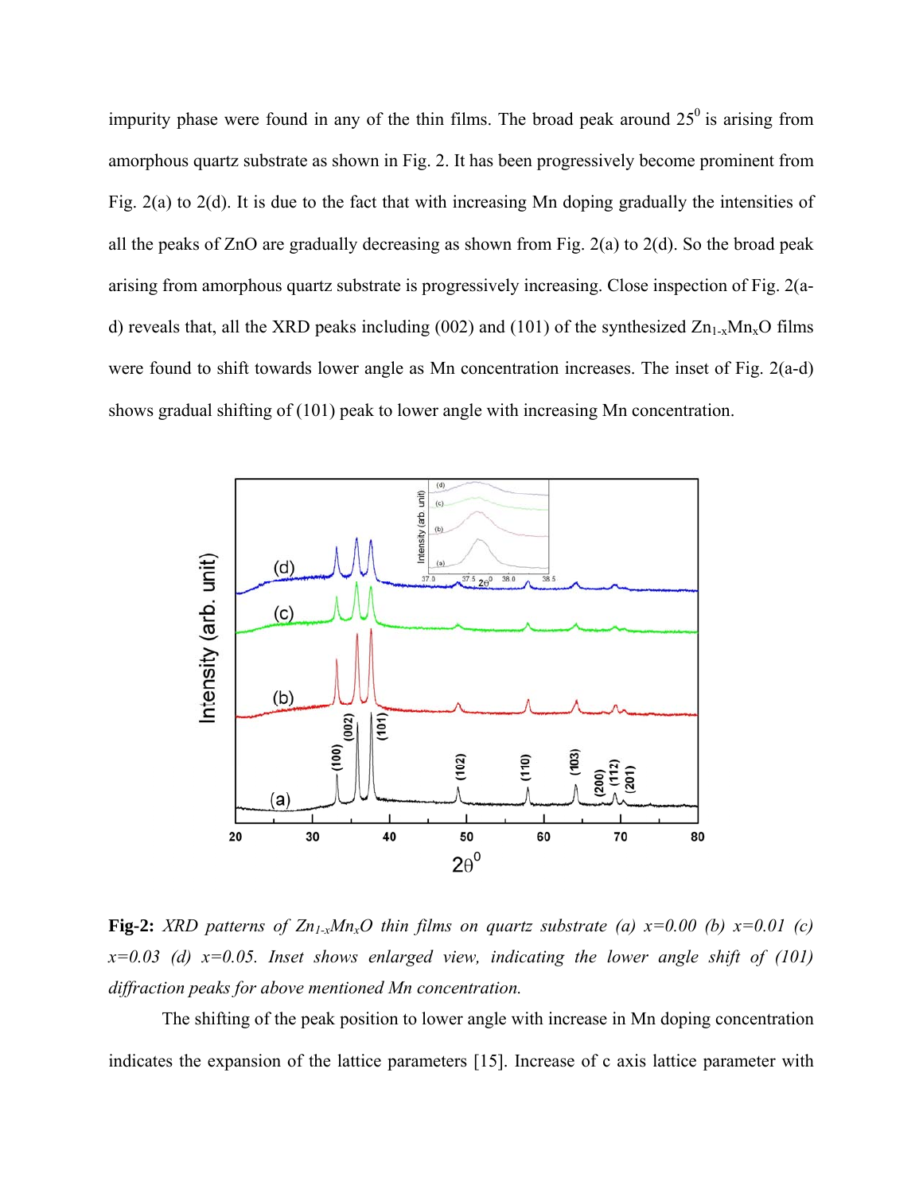impurity phase were found in any of the thin films. The broad peak around $25^0$ is arising from amorphous quartz substrate as shown in Fig. 2. It has been progressively become prominent from Fig. 2(a) to 2(d). It is due to the fact that with increasing Mn doping gradually the intensities of all the peaks of ZnO are gradually decreasing as shown from Fig. 2(a) to 2(d). So the broad peak arising from amorphous quartz substrate is progressively increasing. Close inspection of Fig. 2(a-d) reveals that, all the XRD peaks including (002) and (101) of the synthesized $Zn_{1-x}Mn_xO$ films were found to shift towards lower angle as Mn concentration increases. The inset of Fig. 2(a-d) shows gradual shifting of (101) peak to lower angle with increasing Mn concentration.

Intensity (arb. unit)
(d)
(c)
(b)
(a)
(100)
(002)
(101)
(102)
(110)
(103)
(200)
(112)
(201)
20
30
40
50
60
70
80
$2\theta^0$
Inset: Intensity (arb unit)
(d)
(c)
(b)
(a)
37.0
37.5
38.0
38.5
$2\theta^0$

**Fig-2:** *XRD patterns of $Zn_{1-x}Mn_xO$ thin films on quartz substrate (a) x=0.00 (b) x=0.01 (c) x=0.03 (d) x=0.05. Inset shows enlarged view, indicating the lower angle shift of (101) diffraction peaks for above mentioned Mn concentration.*

The shifting of the peak position to lower angle with increase in Mn doping concentration indicates the expansion of the lattice parameters [15]. Increase of c axis lattice parameter with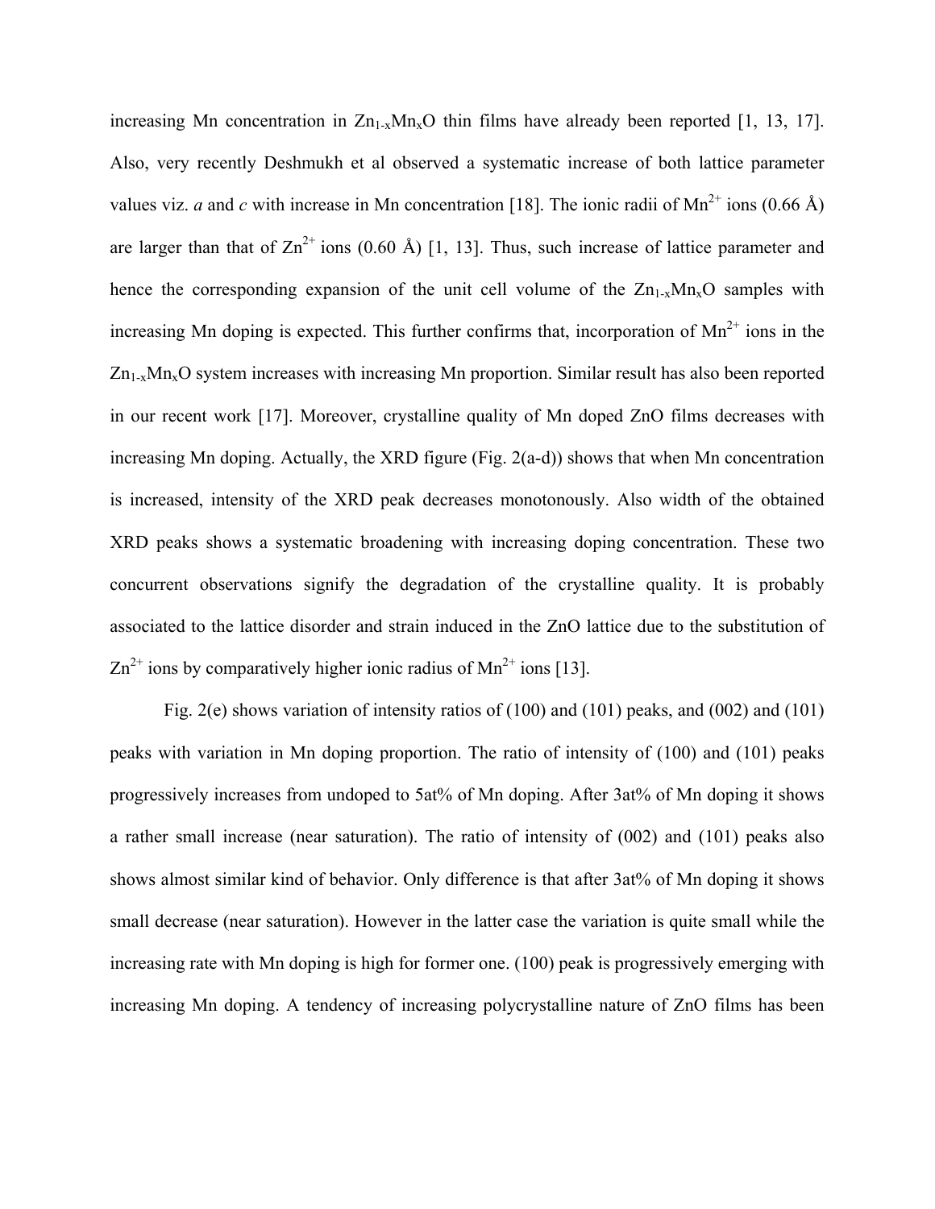increasing Mn concentration in $Zn_{1-x}Mn_xO$ thin films have already been reported [1, 13, 17]. Also, very recently Deshmukh et al observed a systematic increase of both lattice parameter values viz. *a* and *c* with increase in Mn concentration [18]. The ionic radii of $Mn^{2+}$ ions (0.66 Å) are larger than that of $Zn^{2+}$ ions (0.60 Å) [1, 13]. Thus, such increase of lattice parameter and hence the corresponding expansion of the unit cell volume of the $Zn_{1-x}Mn_xO$ samples with increasing Mn doping is expected. This further confirms that, incorporation of $Mn^{2+}$ ions in the $Zn_{1-x}Mn_xO$ system increases with increasing Mn proportion. Similar result has also been reported in our recent work [17]. Moreover, crystalline quality of Mn doped ZnO films decreases with increasing Mn doping. Actually, the XRD figure (Fig. 2(a-d)) shows that when Mn concentration is increased, intensity of the XRD peak decreases monotonously. Also width of the obtained XRD peaks shows a systematic broadening with increasing doping concentration. These two concurrent observations signify the degradation of the crystalline quality. It is probably associated to the lattice disorder and strain induced in the ZnO lattice due to the substitution of $Zn^{2+}$ ions by comparatively higher ionic radius of $Mn^{2+}$ ions [13].

Fig. 2(e) shows variation of intensity ratios of (100) and (101) peaks, and (002) and (101) peaks with variation in Mn doping proportion. The ratio of intensity of (100) and (101) peaks progressively increases from undoped to 5at% of Mn doping. After 3at% of Mn doping it shows a rather small increase (near saturation). The ratio of intensity of (002) and (101) peaks also shows almost similar kind of behavior. Only difference is that after 3at% of Mn doping it shows small decrease (near saturation). However in the latter case the variation is quite small while the increasing rate with Mn doping is high for former one. (100) peak is progressively emerging with increasing Mn doping. A tendency of increasing polycrystalline nature of ZnO films has been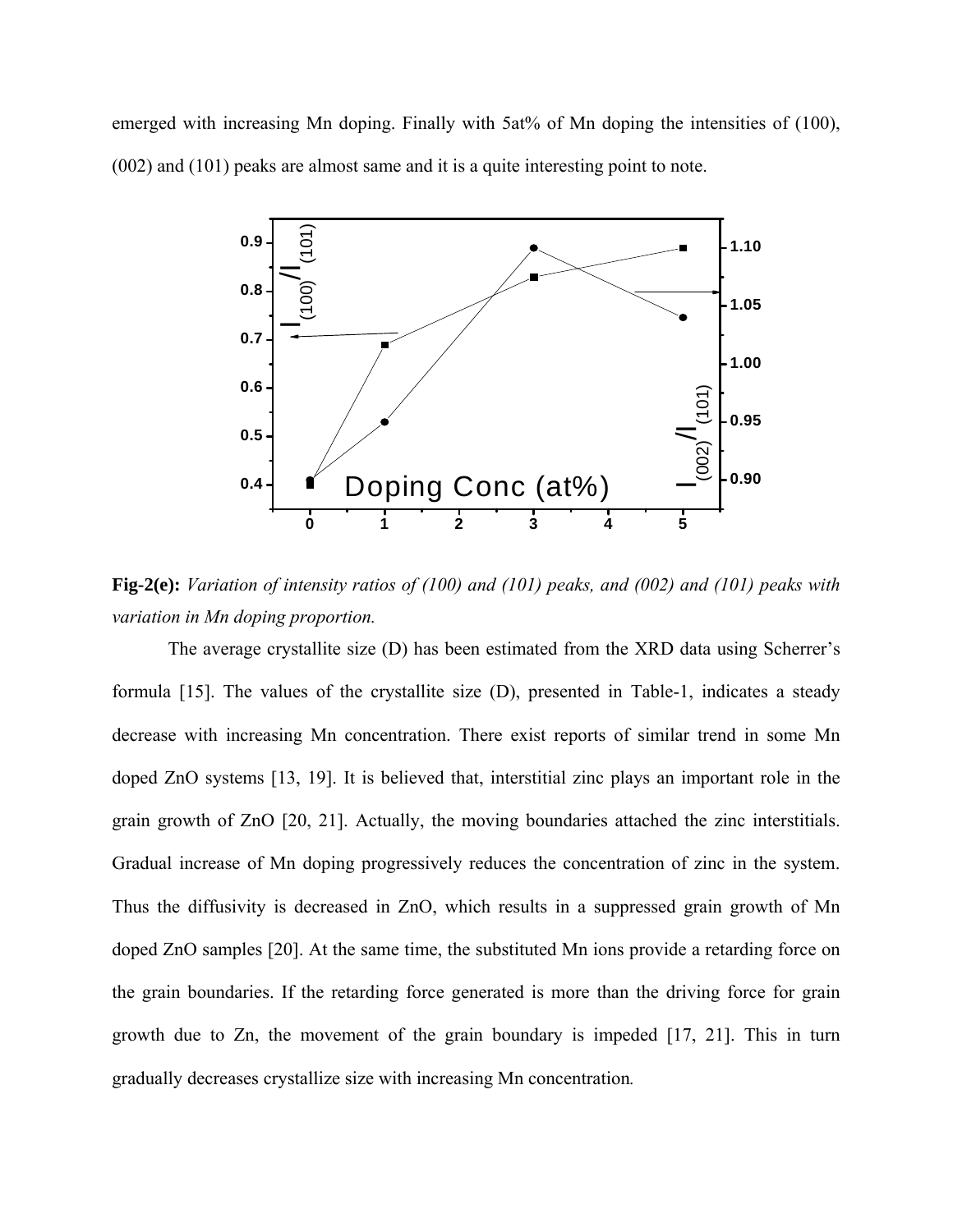emerged with increasing Mn doping. Finally with 5at% of Mn doping the intensities of (100), (002) and (101) peaks are almost same and it is a quite interesting point to note.

**Fig-2(e):** *Variation of intensity ratios of (100) and (101) peaks, and (002) and (101) peaks with variation in Mn doping proportion.*

The average crystallite size (D) has been estimated from the XRD data using Scherrer's formula [15]. The values of the crystallite size (D), presented in Table-1, indicates a steady decrease with increasing Mn concentration. There exist reports of similar trend in some Mn doped ZnO systems [13, 19]. It is believed that, interstitial zinc plays an important role in the grain growth of ZnO [20, 21]. Actually, the moving boundaries attached the zinc interstitials. Gradual increase of Mn doping progressively reduces the concentration of zinc in the system. Thus the diffusivity is decreased in ZnO, which results in a suppressed grain growth of Mn doped ZnO samples [20]. At the same time, the substituted Mn ions provide a retarding force on the grain boundaries. If the retarding force generated is more than the driving force for grain growth due to Zn, the movement of the grain boundary is impeded [17, 21]. This in turn gradually decreases crystallize size with increasing Mn concentration.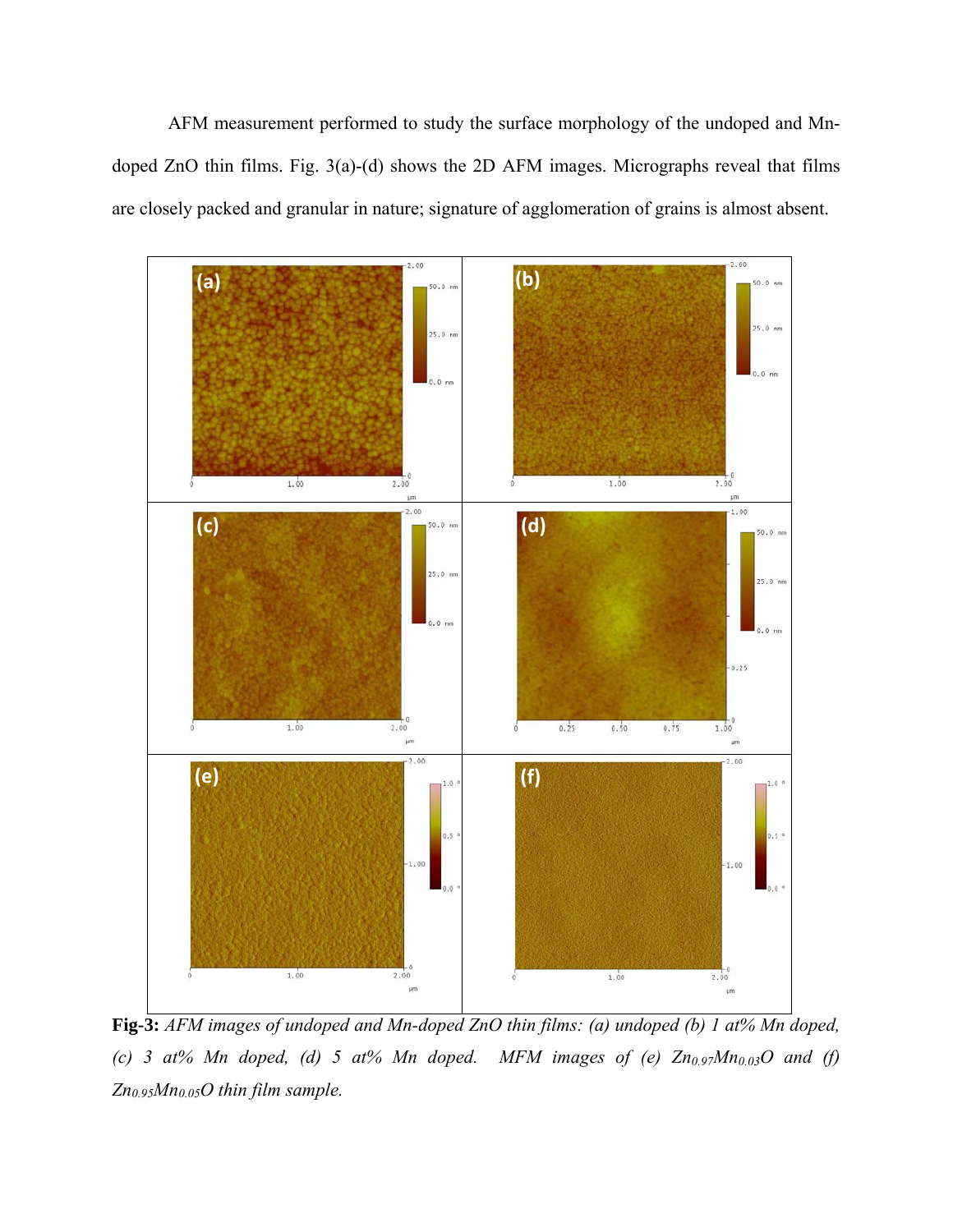AFM measurement performed to study the surface morphology of the undoped and Mn-doped ZnO thin films. Fig. 3(a)-(d) shows the 2D AFM images. Micrographs reveal that films are closely packed and granular in nature; signature of agglomeration of grains is almost absent.

(a)
50.0 nm
25.0 nm
0.0 nm
0
1.00
2.00
2.00
μm

(b)
50.0 nm
25.0 nm
0.0 nm
0
1.00
2.00
2.00
μm

(c)
50.0 nm
25.0 nm
0.0 nm
0
1.00
2.00
2.00
μm

(d)
50.0 nm
25.0 nm
0.0 nm
0
0.25
0.50
0.75
1.00
1.00
μm

(e)
1.0 °
0.5 °
0.0 °
0
1.00
2.00
1.00
2.00
μm

(f)
1.0 °
0.5 °
0.0 °
0
1.00
2.00
1.00
2.00
μm

**Fig-3:** *AFM images of undoped and Mn-doped ZnO thin films: (a) undoped (b) 1 at% Mn doped, (c) 3 at% Mn doped, (d) 5 at% Mn doped. MFM images of (e)* $Zn_{0.97}Mn_{0.03}O$ *and (f)* $Zn_{0.95}Mn_{0.05}O$ *thin film sample.*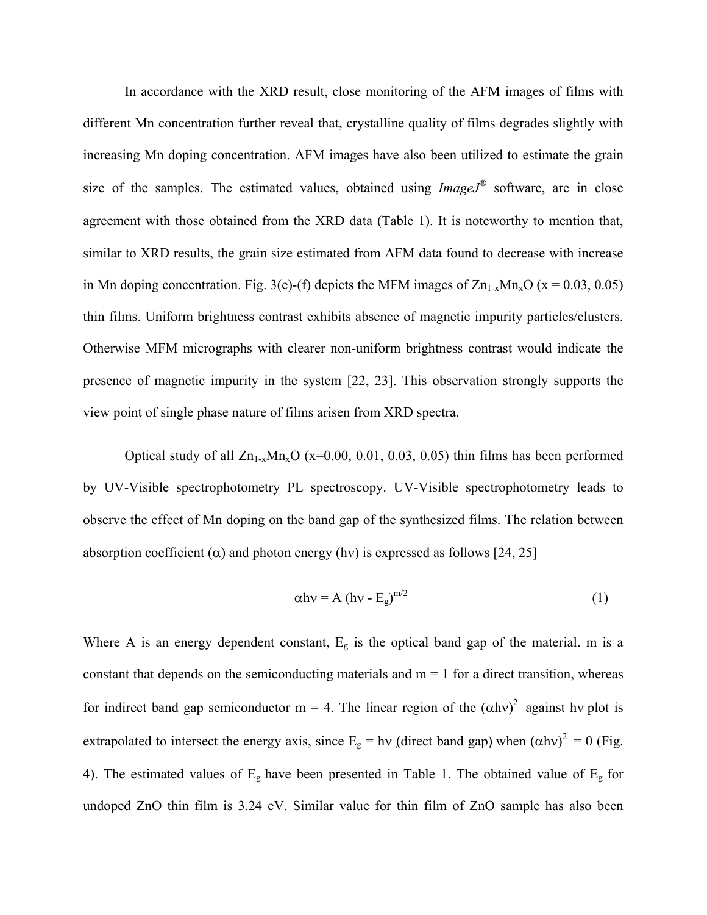In accordance with the XRD result, close monitoring of the AFM images of films with different Mn concentration further reveal that, crystalline quality of films degrades slightly with increasing Mn doping concentration. AFM images have also been utilized to estimate the grain size of the samples. The estimated values, obtained using *ImageJ*® software, are in close agreement with those obtained from the XRD data (Table 1). It is noteworthy to mention that, similar to XRD results, the grain size estimated from AFM data found to decrease with increase in Mn doping concentration. Fig. 3(e)-(f) depicts the MFM images of $Zn_{1-x}Mn_xO$ (x = 0.03, 0.05) thin films. Uniform brightness contrast exhibits absence of magnetic impurity particles/clusters. Otherwise MFM micrographs with clearer non-uniform brightness contrast would indicate the presence of magnetic impurity in the system [22, 23]. This observation strongly supports the view point of single phase nature of films arisen from XRD spectra.

Optical study of all $Zn_{1-x}Mn_xO$ (x=0.00, 0.01, 0.03, 0.05) thin films has been performed by UV-Visible spectrophotometry PL spectroscopy. UV-Visible spectrophotometry leads to observe the effect of Mn doping on the band gap of the synthesized films. The relation between absorption coefficient ($\alpha$) and photon energy ($h\nu$) is expressed as follows [24, 25]

$$\alpha h\nu = A\,(h\nu - E_g)^{m/2} \qquad (1)$$

Where A is an energy dependent constant, $E_g$ is the optical band gap of the material. m is a constant that depends on the semiconducting materials and m = 1 for a direct transition, whereas for indirect band gap semiconductor m = 4. The linear region of the $(\alpha h\nu)^2$ against $h\nu$ plot is extrapolated to intersect the energy axis, since $E_g = h\nu$ (direct band gap) when $(\alpha h\nu)^2 = 0$ (Fig. 4). The estimated values of $E_g$ have been presented in Table 1. The obtained value of $E_g$ for undoped ZnO thin film is 3.24 eV. Similar value for thin film of ZnO sample has also been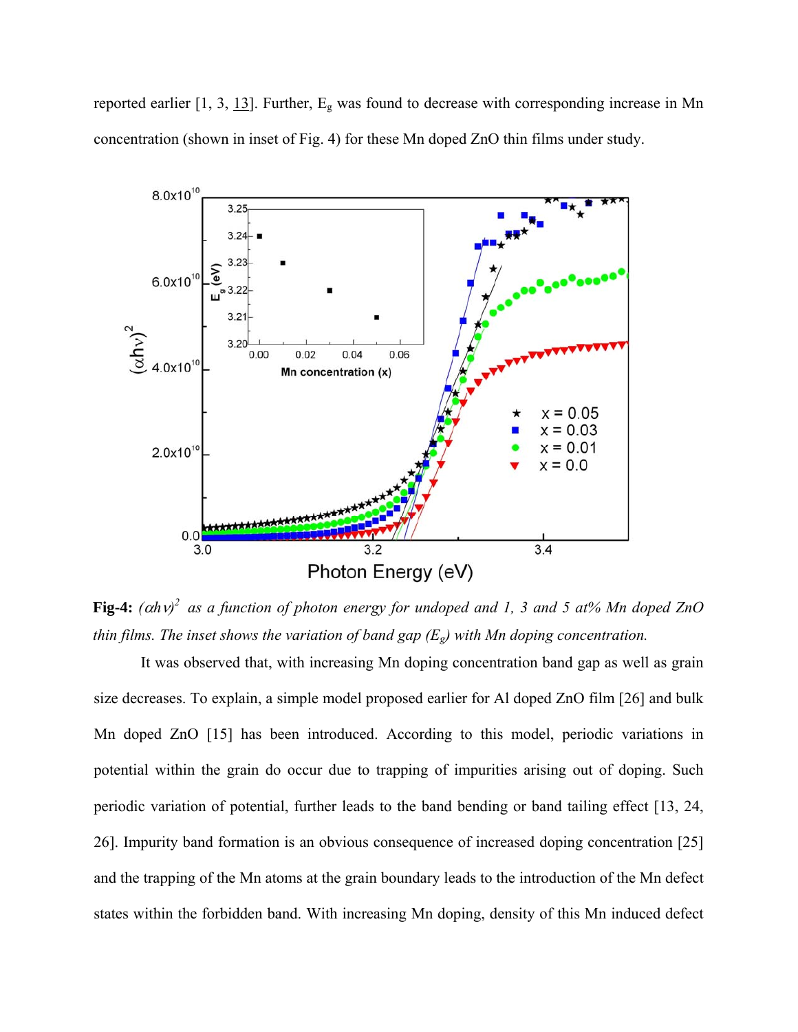reported earlier [1, 3, 13]. Further, $E_g$ was found to decrease with corresponding increase in Mn concentration (shown in inset of Fig. 4) for these Mn doped ZnO thin films under study.

8.0x10^10
6.0x10^10
4.0x10^10
2.0x10^10
0.0
$(\alpha h\nu)^2$
3.0
3.2
3.4
Photon Energy (eV)

x = 0.05
x = 0.03
x = 0.01
x = 0.0

3.25
3.24
3.23
3.22
3.21
3.20
$E_g$ (eV)
0.00
0.02
0.04
0.06
Mn concentration (x)

**Fig-4:** *$(\alpha h\nu)^2$ as a function of photon energy for undoped and 1, 3 and 5 at% Mn doped ZnO thin films. The inset shows the variation of band gap ($E_g$) with Mn doping concentration.*

It was observed that, with increasing Mn doping concentration band gap as well as grain size decreases. To explain, a simple model proposed earlier for Al doped ZnO film [26] and bulk Mn doped ZnO [15] has been introduced. According to this model, periodic variations in potential within the grain do occur due to trapping of impurities arising out of doping. Such periodic variation of potential, further leads to the band bending or band tailing effect [13, 24, 26]. Impurity band formation is an obvious consequence of increased doping concentration [25] and the trapping of the Mn atoms at the grain boundary leads to the introduction of the Mn defect states within the forbidden band. With increasing Mn doping, density of this Mn induced defect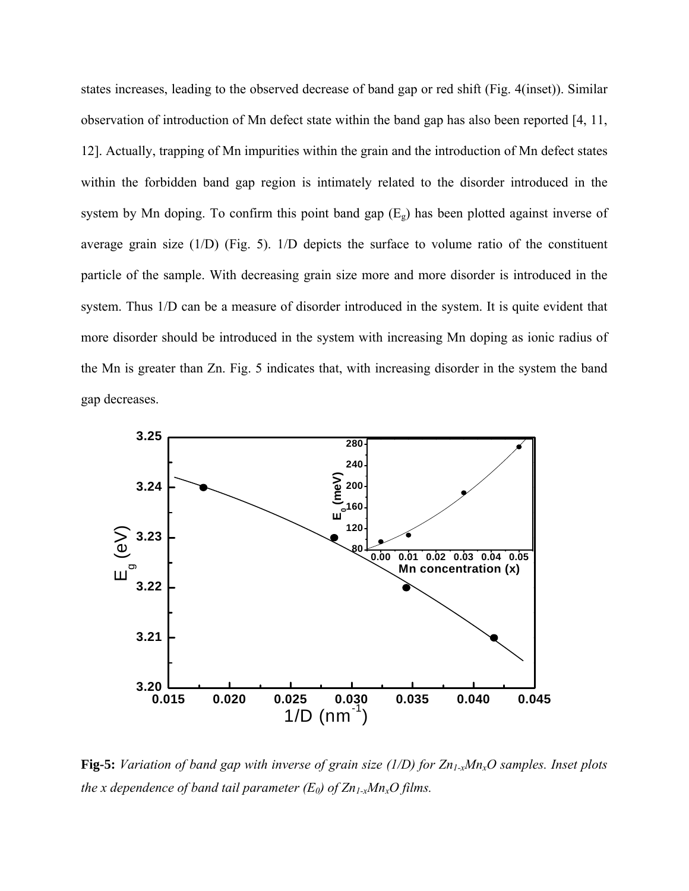states increases, leading to the observed decrease of band gap or red shift (Fig. 4(inset)). Similar observation of introduction of Mn defect state within the band gap has also been reported [4, 11, 12]. Actually, trapping of Mn impurities within the grain and the introduction of Mn defect states within the forbidden band gap region is intimately related to the disorder introduced in the system by Mn doping. To confirm this point band gap ($E_g$) has been plotted against inverse of average grain size (1/D) (Fig. 5). 1/D depicts the surface to volume ratio of the constituent particle of the sample. With decreasing grain size more and more disorder is introduced in the system. Thus 1/D can be a measure of disorder introduced in the system. It is quite evident that more disorder should be introduced in the system with increasing Mn doping as ionic radius of the Mn is greater than Zn. Fig. 5 indicates that, with increasing disorder in the system the band gap decreases.

$E_g$ (eV)

3.25
3.24
3.23
3.22
3.21
3.20

0.015 0.020 0.025 0.030 0.035 0.040 0.045

1/D ($nm^{-1}$)

$E_0$ (meV)

280
240
200
160
120
80

0.00 0.01 0.02 0.03 0.04 0.05

Mn concentration (x)

**Fig-5:** *Variation of band gap with inverse of grain size (1/D) for $Zn_{1-x}Mn_xO$ samples. Inset plots the x dependence of band tail parameter ($E_0$) of $Zn_{1-x}Mn_xO$ films.*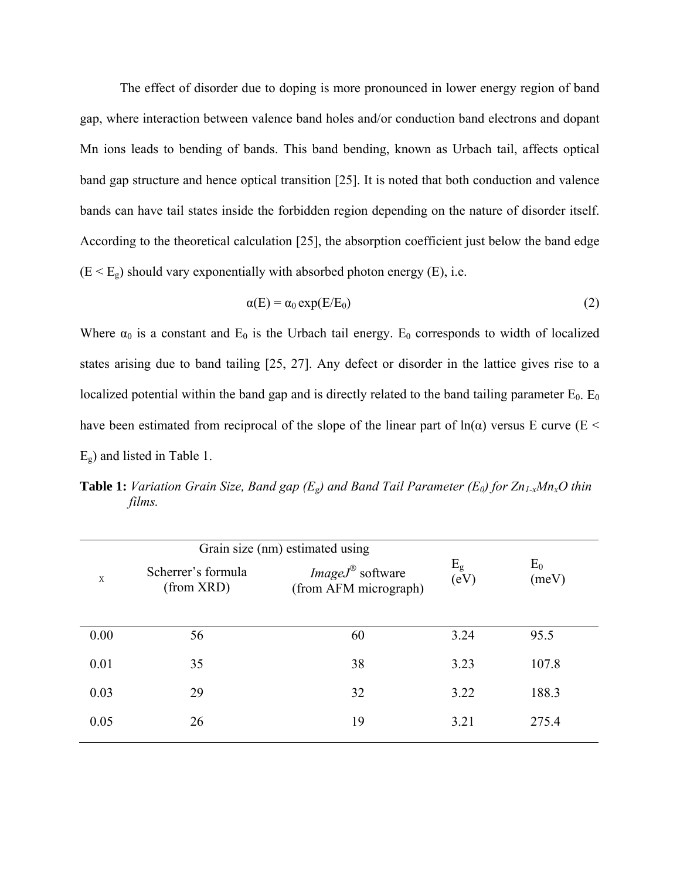The effect of disorder due to doping is more pronounced in lower energy region of band gap, where interaction between valence band holes and/or conduction band electrons and dopant Mn ions leads to bending of bands. This band bending, known as Urbach tail, affects optical band gap structure and hence optical transition [25]. It is noted that both conduction and valence bands can have tail states inside the forbidden region depending on the nature of disorder itself. According to the theoretical calculation [25], the absorption coefficient just below the band edge ($E < E_g$) should vary exponentially with absorbed photon energy (E), i.e.

$$\alpha(E) = \alpha_0 \exp(E/E_0) \tag{2}$$

Where $\alpha_0$ is a constant and $E_0$ is the Urbach tail energy. $E_0$ corresponds to width of localized states arising due to band tailing [25, 27]. Any defect or disorder in the lattice gives rise to a localized potential within the band gap and is directly related to the band tailing parameter $E_0$. $E_0$ have been estimated from reciprocal of the slope of the linear part of $\ln(\alpha)$ versus E curve ($E < E_g$) and listed in Table 1.

**Table 1:** *Variation Grain Size, Band gap ($E_g$) and Band Tail Parameter ($E_0$) for $Zn_{1-x}Mn_xO$ thin films.*

| x | Grain size (nm) estimated using | | $E_g$ (eV) | $E_0$ (meV) |
|---|---|---|---|---|
| | Scherrer's formula (from XRD) | *ImageJ*® software (from AFM micrograph) | | |
| 0.00 | 56 | 60 | 3.24 | 95.5 |
| 0.01 | 35 | 38 | 3.23 | 107.8 |
| 0.03 | 29 | 32 | 3.22 | 188.3 |
| 0.05 | 26 | 19 | 3.21 | 275.4 |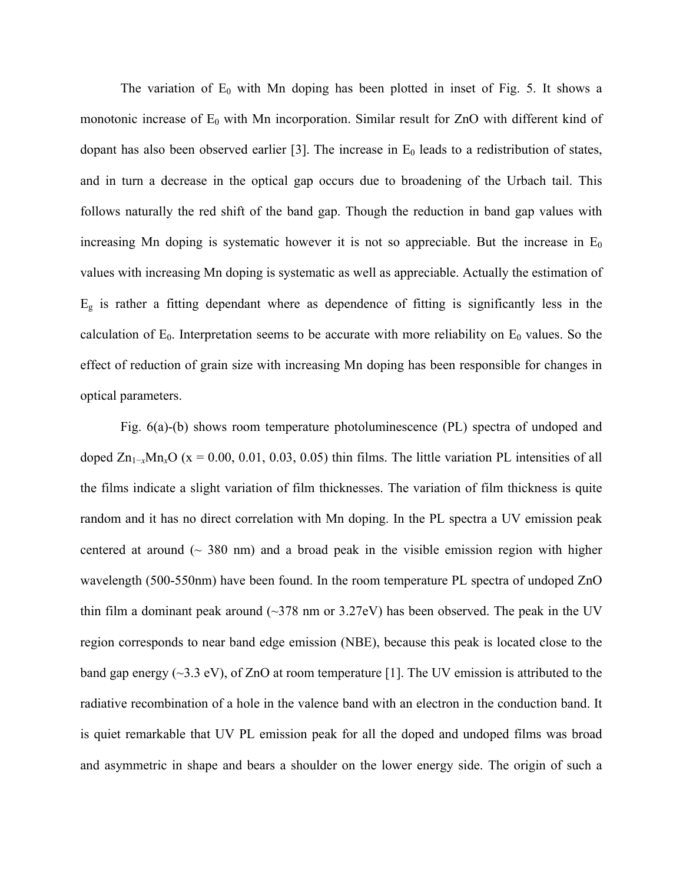The variation of $E_0$ with Mn doping has been plotted in inset of Fig. 5. It shows a monotonic increase of $E_0$ with Mn incorporation. Similar result for ZnO with different kind of dopant has also been observed earlier [3]. The increase in $E_0$ leads to a redistribution of states, and in turn a decrease in the optical gap occurs due to broadening of the Urbach tail. This follows naturally the red shift of the band gap. Though the reduction in band gap values with increasing Mn doping is systematic however it is not so appreciable. But the increase in $E_0$ values with increasing Mn doping is systematic as well as appreciable. Actually the estimation of $E_g$ is rather a fitting dependant where as dependence of fitting is significantly less in the calculation of $E_0$. Interpretation seems to be accurate with more reliability on $E_0$ values. So the effect of reduction of grain size with increasing Mn doping has been responsible for changes in optical parameters.

Fig. 6(a)-(b) shows room temperature photoluminescence (PL) spectra of undoped and doped $Zn_{1-x}Mn_xO$ (x = 0.00, 0.01, 0.03, 0.05) thin films. The little variation PL intensities of all the films indicate a slight variation of film thicknesses. The variation of film thickness is quite random and it has no direct correlation with Mn doping. In the PL spectra a UV emission peak centered at around (~ 380 nm) and a broad peak in the visible emission region with higher wavelength (500-550nm) have been found. In the room temperature PL spectra of undoped ZnO thin film a dominant peak around (~378 nm or 3.27eV) has been observed. The peak in the UV region corresponds to near band edge emission (NBE), because this peak is located close to the band gap energy (~3.3 eV), of ZnO at room temperature [1]. The UV emission is attributed to the radiative recombination of a hole in the valence band with an electron in the conduction band. It is quiet remarkable that UV PL emission peak for all the doped and undoped films was broad and asymmetric in shape and bears a shoulder on the lower energy side. The origin of such a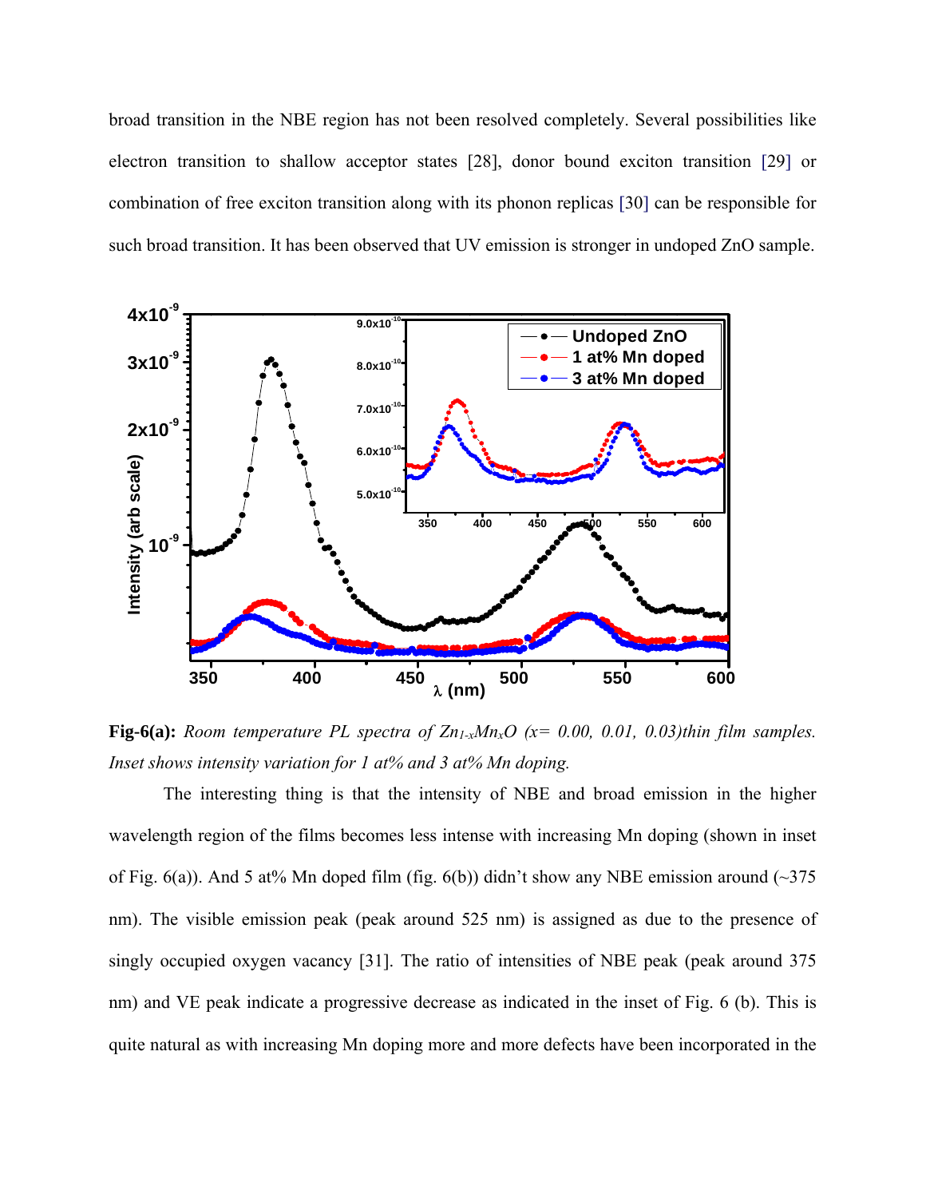broad transition in the NBE region has not been resolved completely. Several possibilities like electron transition to shallow acceptor states [28], donor bound exciton transition [29] or combination of free exciton transition along with its phonon replicas [30] can be responsible for such broad transition. It has been observed that UV emission is stronger in undoped ZnO sample.

Intensity (arb scale)
4x10$^{-9}$
3x10$^{-9}$
2x10$^{-9}$
10$^{-9}$
350 400 450 500 550 600
λ (nm)
9.0x10$^{-10}$
8.0x10$^{-10}$
7.0x10$^{-10}$
6.0x10$^{-10}$
5.0x10$^{-10}$
350 400 450 500 550 600
Undoped ZnO
1 at% Mn doped
3 at% Mn doped

**Fig-6(a):** *Room temperature PL spectra of $Zn_{1-x}Mn_xO$ (x= 0.00, 0.01, 0.03)thin film samples. Inset shows intensity variation for 1 at% and 3 at% Mn doping.*

The interesting thing is that the intensity of NBE and broad emission in the higher wavelength region of the films becomes less intense with increasing Mn doping (shown in inset of Fig. 6(a)). And 5 at% Mn doped film (fig. 6(b)) didn't show any NBE emission around (~375 nm). The visible emission peak (peak around 525 nm) is assigned as due to the presence of singly occupied oxygen vacancy [31]. The ratio of intensities of NBE peak (peak around 375 nm) and VE peak indicate a progressive decrease as indicated in the inset of Fig. 6 (b). This is quite natural as with increasing Mn doping more and more defects have been incorporated in the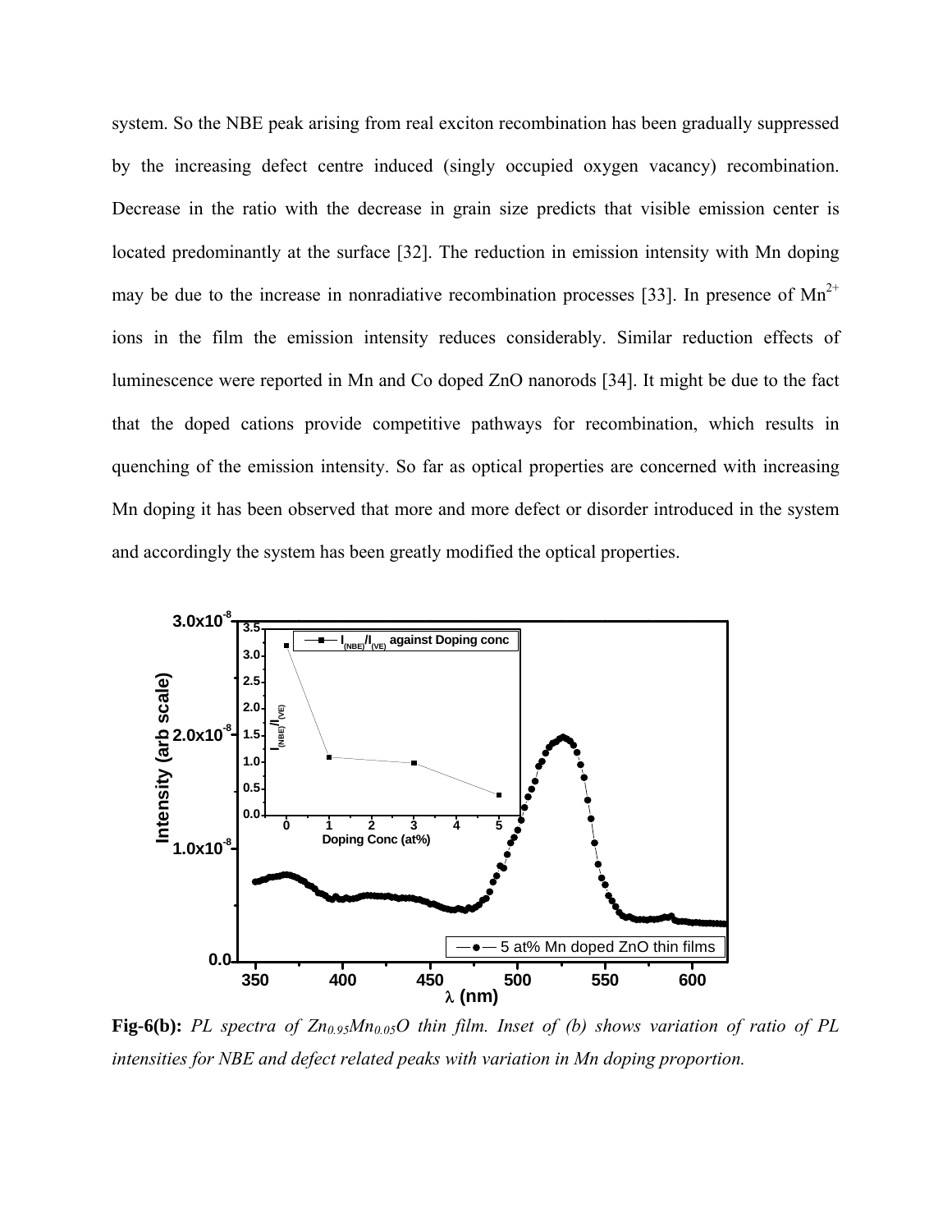system. So the NBE peak arising from real exciton recombination has been gradually suppressed by the increasing defect centre induced (singly occupied oxygen vacancy) recombination. Decrease in the ratio with the decrease in grain size predicts that visible emission center is located predominantly at the surface [32]. The reduction in emission intensity with Mn doping may be due to the increase in nonradiative recombination processes [33]. In presence of $Mn^{2+}$ ions in the film the emission intensity reduces considerably. Similar reduction effects of luminescence were reported in Mn and Co doped ZnO nanorods [34]. It might be due to the fact that the doped cations provide competitive pathways for recombination, which results in quenching of the emission intensity. So far as optical properties are concerned with increasing Mn doping it has been observed that more and more defect or disorder introduced in the system and accordingly the system has been greatly modified the optical properties.

Intensity (arb scale)

3.0x10$^{-8}$
2.0x10$^{-8}$
1.0x10$^{-8}$
0.0

350 400 450 500 550 600

λ (nm)

5 at% Mn doped ZnO thin films

$I_{(NBE)}/I_{(VE)}$ against Doping conc

$I_{(NBE)}/I_{(VE)}$

3.5 3.0 2.5 2.0 1.5 1.0 0.5 0.0

0 1 2 3 4 5

Doping Conc (at%)

**Fig-6(b):** *PL spectra of $Zn_{0.95}Mn_{0.05}O$ thin film. Inset of (b) shows variation of ratio of PL intensities for NBE and defect related peaks with variation in Mn doping proportion.*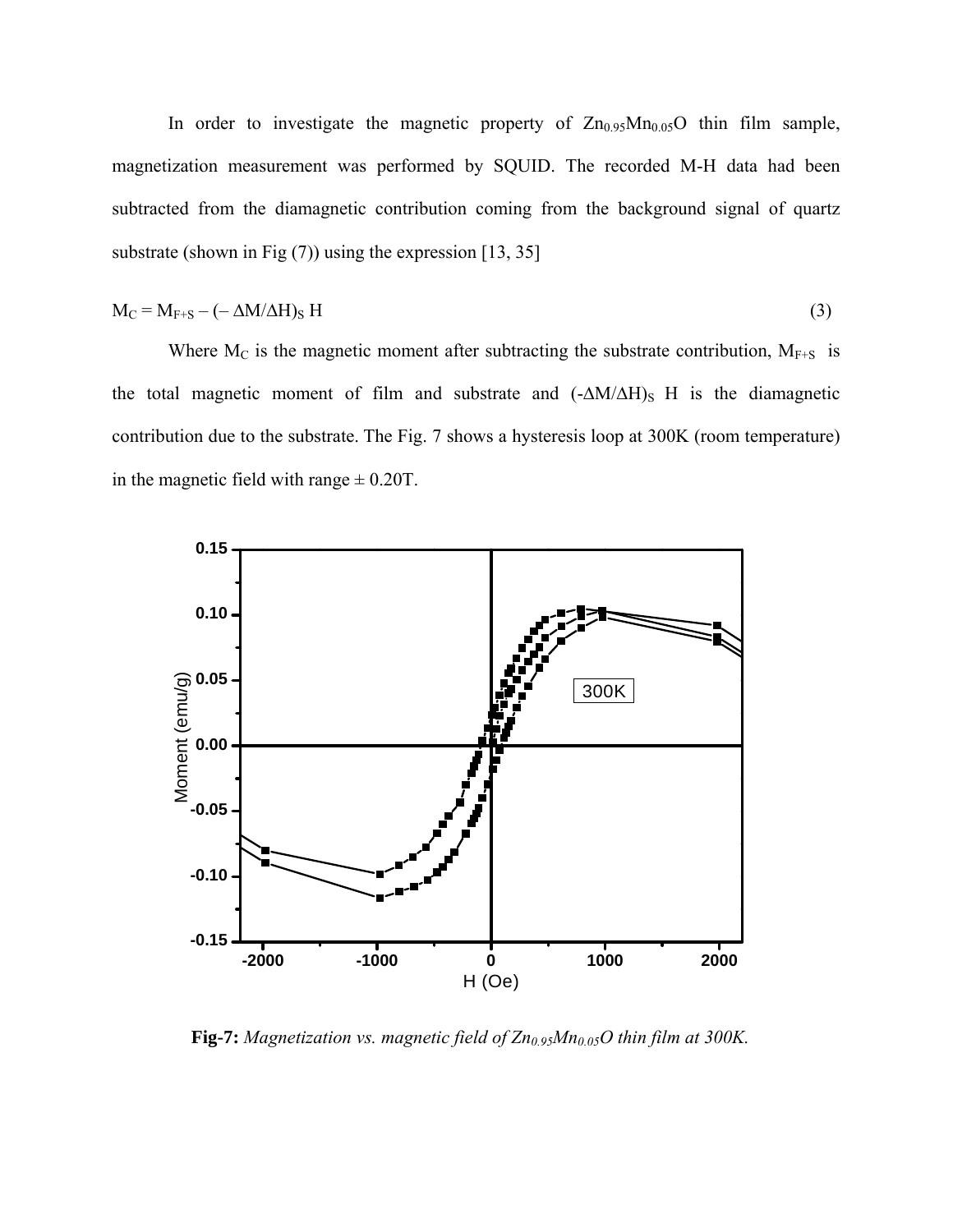In order to investigate the magnetic property of $Zn_{0.95}Mn_{0.05}O$ thin film sample, magnetization measurement was performed by SQUID. The recorded M-H data had been subtracted from the diamagnetic contribution coming from the background signal of quartz substrate (shown in Fig (7)) using the expression [13, 35]

$$M_C = M_{F+S} - (-\Delta M/\Delta H)_S H \quad (3)$$

Where $M_C$ is the magnetic moment after subtracting the substrate contribution, $M_{F+S}$ is the total magnetic moment of film and substrate and $(-\Delta M/\Delta H)_S$ H is the diamagnetic contribution due to the substrate. The Fig. 7 shows a hysteresis loop at 300K (room temperature) in the magnetic field with range ± 0.20T.

0.15
0.10
0.05
0.00
-0.05
-0.10
-0.15
Moment (emu/g)
-2000
-1000
0
1000
2000
H (Oe)
300K

**Fig-7:** *Magnetization vs. magnetic field of $Zn_{0.95}Mn_{0.05}O$ thin film at 300K.*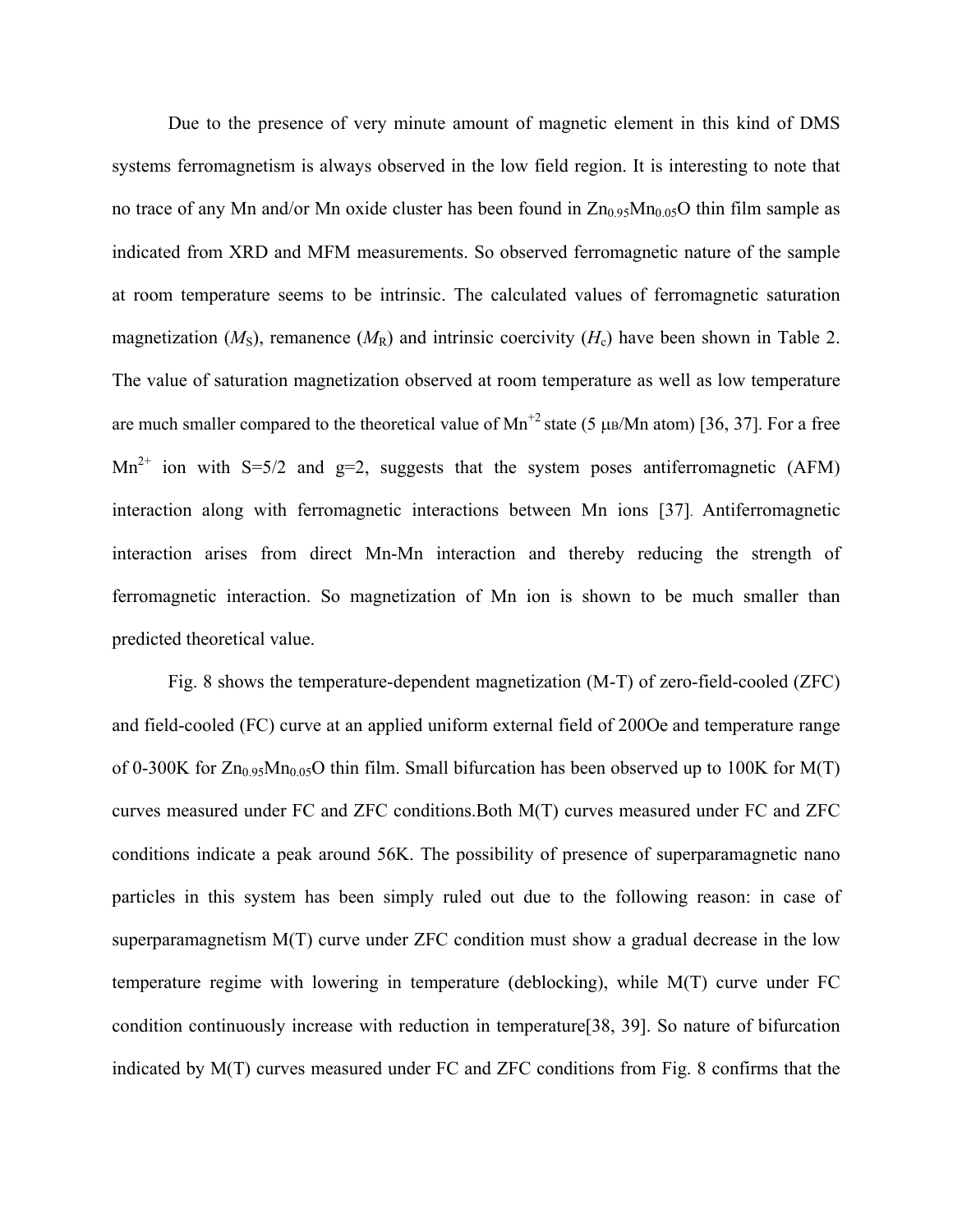Due to the presence of very minute amount of magnetic element in this kind of DMS systems ferromagnetism is always observed in the low field region. It is interesting to note that no trace of any Mn and/or Mn oxide cluster has been found in $Zn_{0.95}Mn_{0.05}O$ thin film sample as indicated from XRD and MFM measurements. So observed ferromagnetic nature of the sample at room temperature seems to be intrinsic. The calculated values of ferromagnetic saturation magnetization ($M_S$), remanence ($M_R$) and intrinsic coercivity ($H_c$) have been shown in Table 2. The value of saturation magnetization observed at room temperature as well as low temperature are much smaller compared to the theoretical value of $Mn^{+2}$ state (5 $\mu_B$/Mn atom) [36, 37]. For a free $Mn^{2+}$ ion with S=5/2 and g=2, suggests that the system poses antiferromagnetic (AFM) interaction along with ferromagnetic interactions between Mn ions [37]. Antiferromagnetic interaction arises from direct Mn-Mn interaction and thereby reducing the strength of ferromagnetic interaction. So magnetization of Mn ion is shown to be much smaller than predicted theoretical value.

Fig. 8 shows the temperature-dependent magnetization (M-T) of zero-field-cooled (ZFC) and field-cooled (FC) curve at an applied uniform external field of 200Oe and temperature range of 0-300K for $Zn_{0.95}Mn_{0.05}O$ thin film. Small bifurcation has been observed up to 100K for M(T) curves measured under FC and ZFC conditions.Both M(T) curves measured under FC and ZFC conditions indicate a peak around 56K. The possibility of presence of superparamagnetic nano particles in this system has been simply ruled out due to the following reason: in case of superparamagnetism M(T) curve under ZFC condition must show a gradual decrease in the low temperature regime with lowering in temperature (deblocking), while M(T) curve under FC condition continuously increase with reduction in temperature[38, 39]. So nature of bifurcation indicated by M(T) curves measured under FC and ZFC conditions from Fig. 8 confirms that the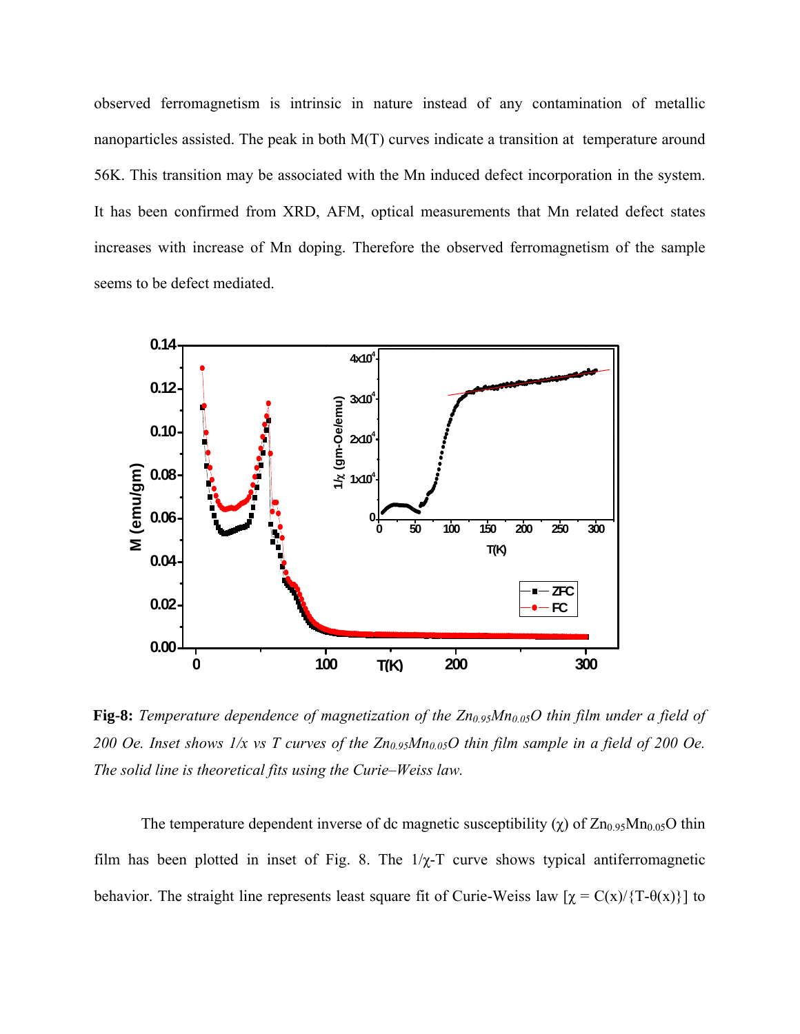observed ferromagnetism is intrinsic in nature instead of any contamination of metallic nanoparticles assisted. The peak in both M(T) curves indicate a transition at temperature around 56K. This transition may be associated with the Mn induced defect incorporation in the system. It has been confirmed from XRD, AFM, optical measurements that Mn related defect states increases with increase of Mn doping. Therefore the observed ferromagnetism of the sample seems to be defect mediated.

M (emu/gm)
0.14
0.12
0.10
0.08
0.06
0.04
0.02
0.00
0
100
T(K)
200
300
ZFC
FC
1/χ (gm-Oe/emu)
4x10⁴
3x10⁴
2x10⁴
1x10⁴
0
0
50
100
150
200
250
300
T(K)

**Fig-8:** *Temperature dependence of magnetization of the $Zn_{0.95}Mn_{0.05}O$ thin film under a field of 200 Oe. Inset shows 1/x vs T curves of the $Zn_{0.95}Mn_{0.05}O$ thin film sample in a field of 200 Oe. The solid line is theoretical fits using the Curie–Weiss law.*

The temperature dependent inverse of dc magnetic susceptibility (χ) of $Zn_{0.95}Mn_{0.05}O$ thin film has been plotted in inset of Fig. 8. The 1/χ-T curve shows typical antiferromagnetic behavior. The straight line represents least square fit of Curie-Weiss law [$\chi = C(x)/\{T-\theta(x)\}$] to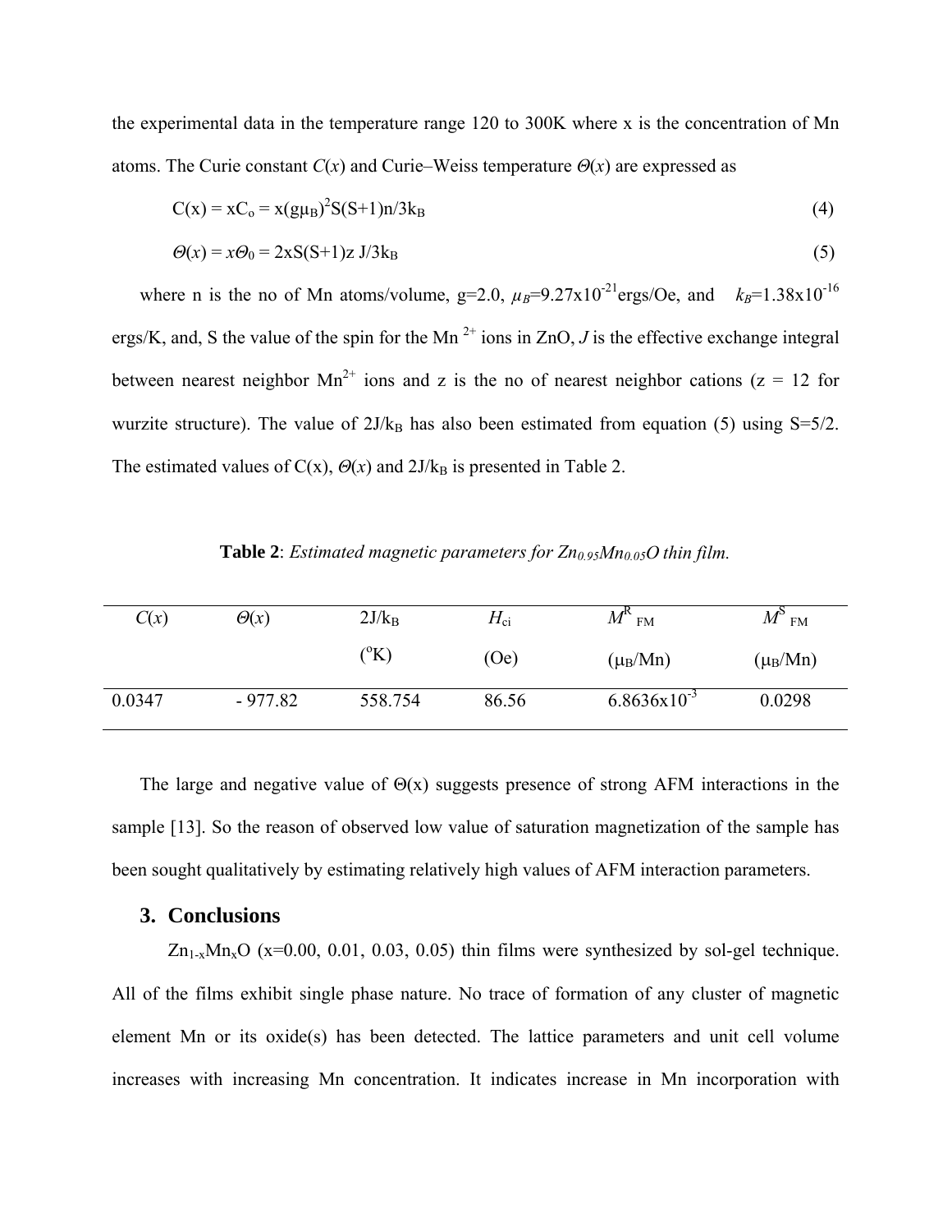the experimental data in the temperature range 120 to 300K where x is the concentration of Mn atoms. The Curie constant $C(x)$ and Curie–Weiss temperature $\Theta(x)$ are expressed as

$$C(x) = xC_o = x(g\mu_B)^2S(S+1)n/3k_B \tag{4}$$

$$\Theta(x) = x\Theta_0 = 2xS(S+1)z\,J/3k_B \tag{5}$$

where n is the no of Mn atoms/volume, g=2.0, $\mu_B$=9.27x10$^{-21}$ergs/Oe, and $k_B$=1.38x10$^{-16}$ ergs/K, and, S the value of the spin for the $Mn^{2+}$ ions in ZnO, $J$ is the effective exchange integral between nearest neighbor $Mn^{2+}$ ions and z is the no of nearest neighbor cations (z = 12 for wurzite structure). The value of $2J/k_B$ has also been estimated from equation (5) using S=5/2. The estimated values of C(x), $\Theta(x)$ and $2J/k_B$ is presented in Table 2.

**Table 2**: *Estimated magnetic parameters for $Zn_{0.95}Mn_{0.05}O$ thin film.*

| $C(x)$ | $\Theta(x)$ | $2J/k_B$ (°K) | $H_{ci}$ (Oe) | $M^R_{FM}$ ($\mu_B$/Mn) | $M^S_{FM}$ ($\mu_B$/Mn) |
|---|---|---|---|---|---|
| 0.0347 | - 977.82 | 558.754 | 86.56 | 6.8636x10$^{-3}$ | 0.0298 |

The large and negative value of $\Theta(x)$ suggests presence of strong AFM interactions in the sample [13]. So the reason of observed low value of saturation magnetization of the sample has been sought qualitatively by estimating relatively high values of AFM interaction parameters.

## 3. Conclusions

$Zn_{1-x}Mn_xO$ (x=0.00, 0.01, 0.03, 0.05) thin films were synthesized by sol-gel technique. All of the films exhibit single phase nature. No trace of formation of any cluster of magnetic element Mn or its oxide(s) has been detected. The lattice parameters and unit cell volume increases with increasing Mn concentration. It indicates increase in Mn incorporation with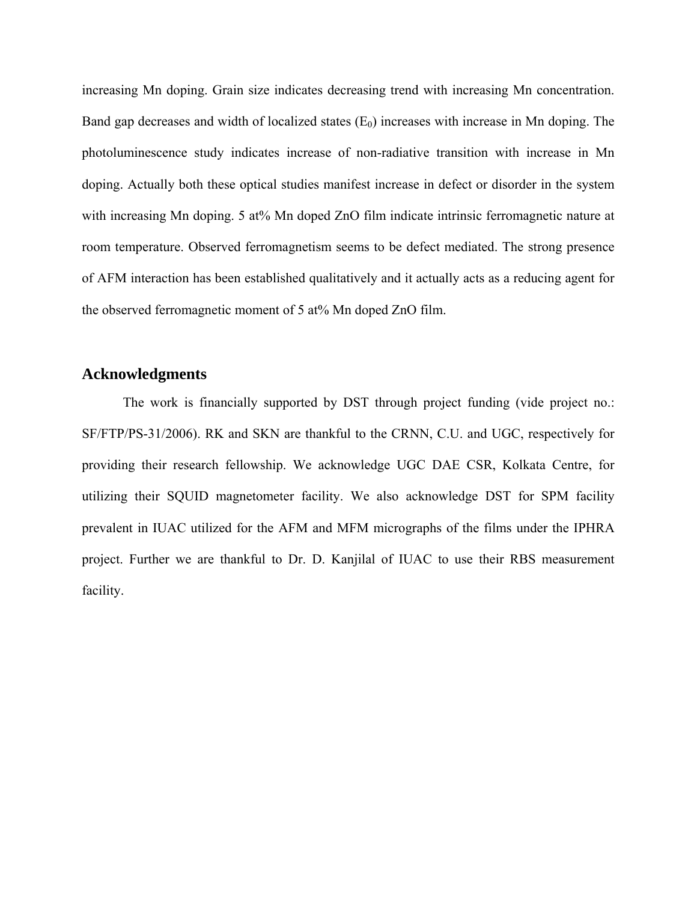increasing Mn doping. Grain size indicates decreasing trend with increasing Mn concentration. Band gap decreases and width of localized states ($E_0$) increases with increase in Mn doping. The photoluminescence study indicates increase of non-radiative transition with increase in Mn doping. Actually both these optical studies manifest increase in defect or disorder in the system with increasing Mn doping. 5 at% Mn doped ZnO film indicate intrinsic ferromagnetic nature at room temperature. Observed ferromagnetism seems to be defect mediated. The strong presence of AFM interaction has been established qualitatively and it actually acts as a reducing agent for the observed ferromagnetic moment of 5 at% Mn doped ZnO film.

## Acknowledgments

The work is financially supported by DST through project funding (vide project no.: SF/FTP/PS-31/2006). RK and SKN are thankful to the CRNN, C.U. and UGC, respectively for providing their research fellowship. We acknowledge UGC DAE CSR, Kolkata Centre, for utilizing their SQUID magnetometer facility. We also acknowledge DST for SPM facility prevalent in IUAC utilized for the AFM and MFM micrographs of the films under the IPHRA project. Further we are thankful to Dr. D. Kanjilal of IUAC to use their RBS measurement facility.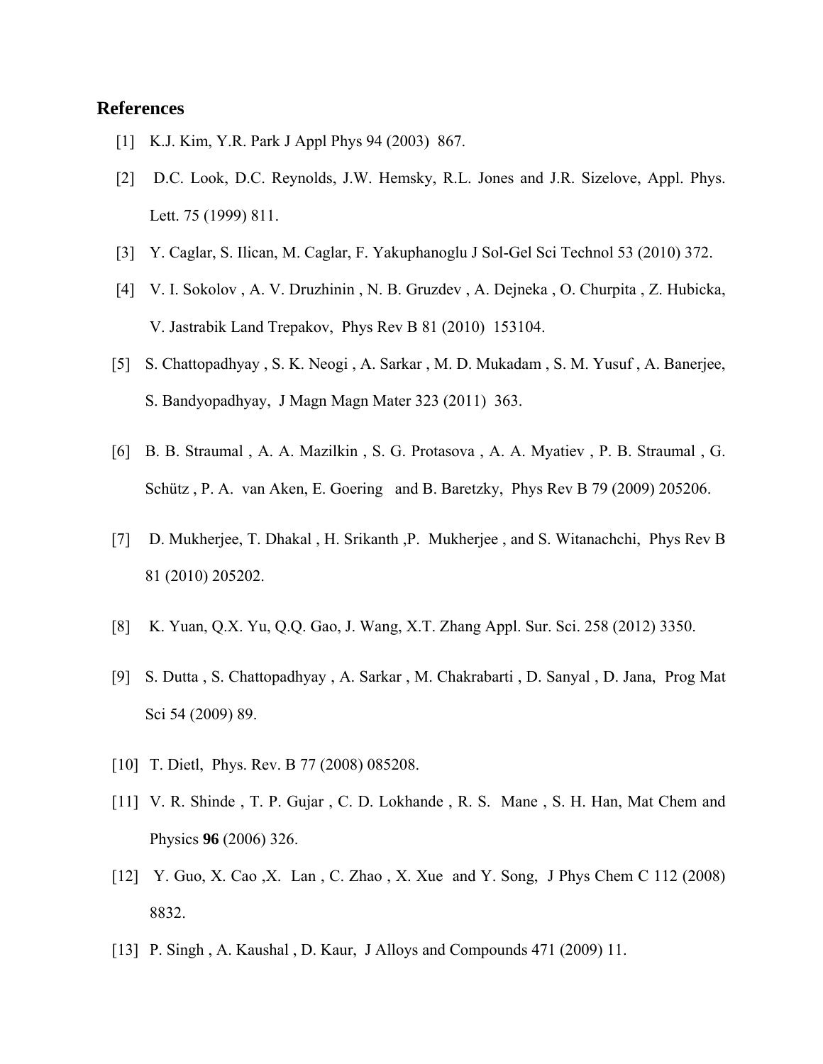## References

[1] K.J. Kim, Y.R. Park J Appl Phys 94 (2003) 867.

[2] D.C. Look, D.C. Reynolds, J.W. Hemsky, R.L. Jones and J.R. Sizelove, Appl. Phys. Lett. 75 (1999) 811.

[3] Y. Caglar, S. Ilican, M. Caglar, F. Yakuphanoglu J Sol-Gel Sci Technol 53 (2010) 372.

[4] V. I. Sokolov , A. V. Druzhinin , N. B. Gruzdev , A. Dejneka , O. Churpita , Z. Hubicka, V. Jastrabik Land Trepakov, Phys Rev B 81 (2010) 153104.

[5] S. Chattopadhyay , S. K. Neogi , A. Sarkar , M. D. Mukadam , S. M. Yusuf , A. Banerjee, S. Bandyopadhyay, J Magn Magn Mater 323 (2011) 363.

[6] B. B. Straumal , A. A. Mazilkin , S. G. Protasova , A. A. Myatiev , P. B. Straumal , G. Schütz , P. A. van Aken, E. Goering and B. Baretzky, Phys Rev B 79 (2009) 205206.

[7] D. Mukherjee, T. Dhakal , H. Srikanth ,P. Mukherjee , and S. Witanachchi, Phys Rev B 81 (2010) 205202.

[8] K. Yuan, Q.X. Yu, Q.Q. Gao, J. Wang, X.T. Zhang Appl. Sur. Sci. 258 (2012) 3350.

[9] S. Dutta , S. Chattopadhyay , A. Sarkar , M. Chakrabarti , D. Sanyal , D. Jana, Prog Mat Sci 54 (2009) 89.

[10] T. Dietl, Phys. Rev. B 77 (2008) 085208.

[11] V. R. Shinde , T. P. Gujar , C. D. Lokhande , R. S. Mane , S. H. Han, Mat Chem and Physics **96** (2006) 326.

[12] Y. Guo, X. Cao ,X. Lan , C. Zhao , X. Xue and Y. Song, J Phys Chem C 112 (2008) 8832.

[13] P. Singh , A. Kaushal , D. Kaur, J Alloys and Compounds 471 (2009) 11.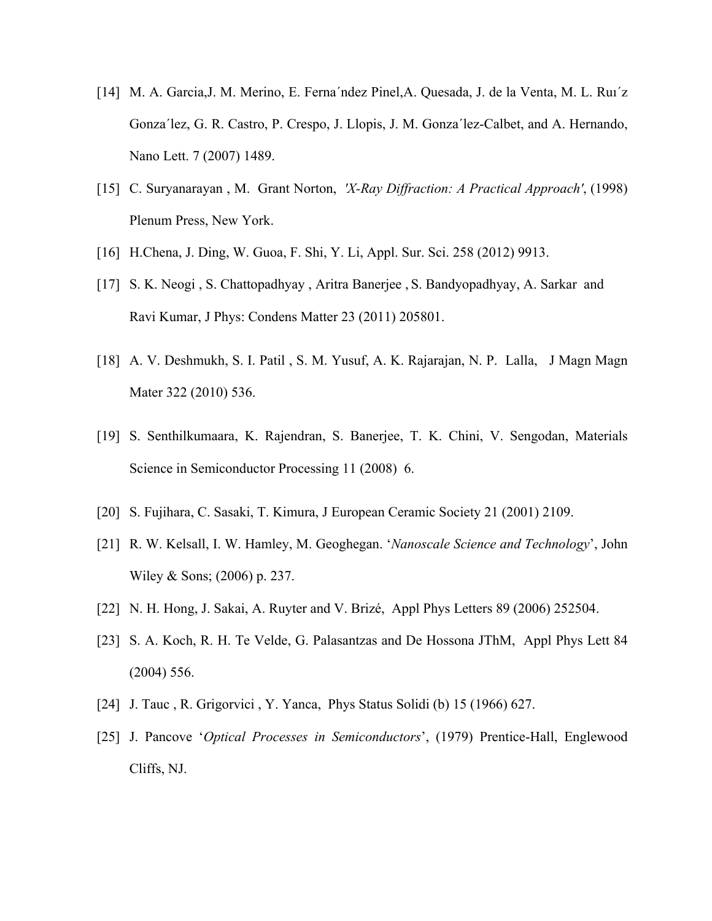[14] M. A. Garcia,J. M. Merino, E. Ferna´ndez Pinel,A. Quesada, J. de la Venta, M. L. Rui´z Gonza´lez, G. R. Castro, P. Crespo, J. Llopis, J. M. Gonza´lez-Calbet, and A. Hernando, Nano Lett. 7 (2007) 1489.

[15] C. Suryanarayan , M. Grant Norton, *'X-Ray Diffraction: A Practical Approach'*, (1998) Plenum Press, New York.

[16] H.Chena, J. Ding, W. Guoa, F. Shi, Y. Li, Appl. Sur. Sci. 258 (2012) 9913.

[17] S. K. Neogi , S. Chattopadhyay , Aritra Banerjee , S. Bandyopadhyay, A. Sarkar and Ravi Kumar, J Phys: Condens Matter 23 (2011) 205801.

[18] A. V. Deshmukh, S. I. Patil , S. M. Yusuf, A. K. Rajarajan, N. P. Lalla, J Magn Magn Mater 322 (2010) 536.

[19] S. Senthilkumaara, K. Rajendran, S. Banerjee, T. K. Chini, V. Sengodan, Materials Science in Semiconductor Processing 11 (2008) 6.

[20] S. Fujihara, C. Sasaki, T. Kimura, J European Ceramic Society 21 (2001) 2109.

[21] R. W. Kelsall, I. W. Hamley, M. Geoghegan. '*Nanoscale Science and Technology*', John Wiley & Sons; (2006) p. 237.

[22] N. H. Hong, J. Sakai, A. Ruyter and V. Brizé, Appl Phys Letters 89 (2006) 252504.

[23] S. A. Koch, R. H. Te Velde, G. Palasantzas and De Hossona JThM, Appl Phys Lett 84 (2004) 556.

[24] J. Tauc , R. Grigorvici , Y. Yanca, Phys Status Solidi (b) 15 (1966) 627.

[25] J. Pancove '*Optical Processes in Semiconductors*', (1979) Prentice-Hall, Englewood Cliffs, NJ.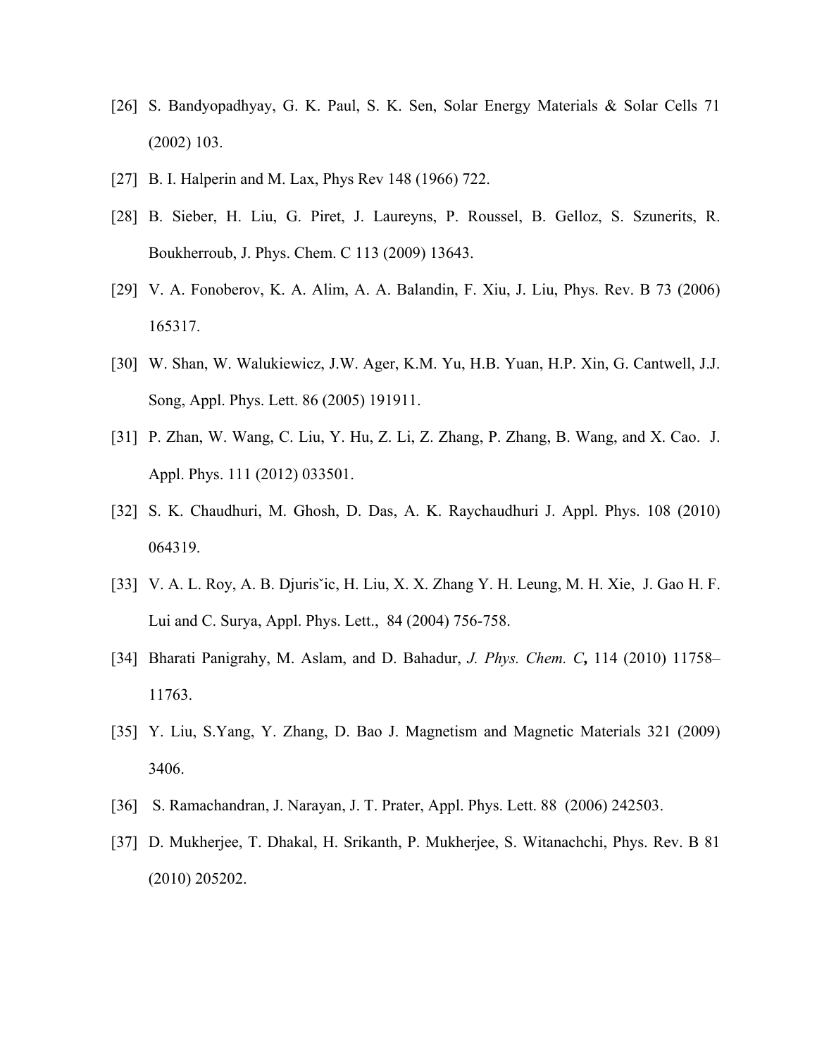[26] S. Bandyopadhyay, G. K. Paul, S. K. Sen, Solar Energy Materials & Solar Cells 71 (2002) 103.

[27] B. I. Halperin and M. Lax, Phys Rev 148 (1966) 722.

[28] B. Sieber, H. Liu, G. Piret, J. Laureyns, P. Roussel, B. Gelloz, S. Szunerits, R. Boukherroub, J. Phys. Chem. C 113 (2009) 13643.

[29] V. A. Fonoberov, K. A. Alim, A. A. Balandin, F. Xiu, J. Liu, Phys. Rev. B 73 (2006) 165317.

[30] W. Shan, W. Walukiewicz, J.W. Ager, K.M. Yu, H.B. Yuan, H.P. Xin, G. Cantwell, J.J. Song, Appl. Phys. Lett. 86 (2005) 191911.

[31] P. Zhan, W. Wang, C. Liu, Y. Hu, Z. Li, Z. Zhang, P. Zhang, B. Wang, and X. Cao. J. Appl. Phys. 111 (2012) 033501.

[32] S. K. Chaudhuri, M. Ghosh, D. Das, A. K. Raychaudhuri J. Appl. Phys. 108 (2010) 064319.

[33] V. A. L. Roy, A. B. Djurisˇic, H. Liu, X. X. Zhang Y. H. Leung, M. H. Xie, J. Gao H. F. Lui and C. Surya, Appl. Phys. Lett., 84 (2004) 756-758.

[34] Bharati Panigrahy, M. Aslam, and D. Bahadur, *J. Phys. Chem. C***,** 114 (2010) 11758–11763.

[35] Y. Liu, S.Yang, Y. Zhang, D. Bao J. Magnetism and Magnetic Materials 321 (2009) 3406.

[36] S. Ramachandran, J. Narayan, J. T. Prater, Appl. Phys. Lett. 88 (2006) 242503.

[37] D. Mukherjee, T. Dhakal, H. Srikanth, P. Mukherjee, S. Witanachchi, Phys. Rev. B 81 (2010) 205202.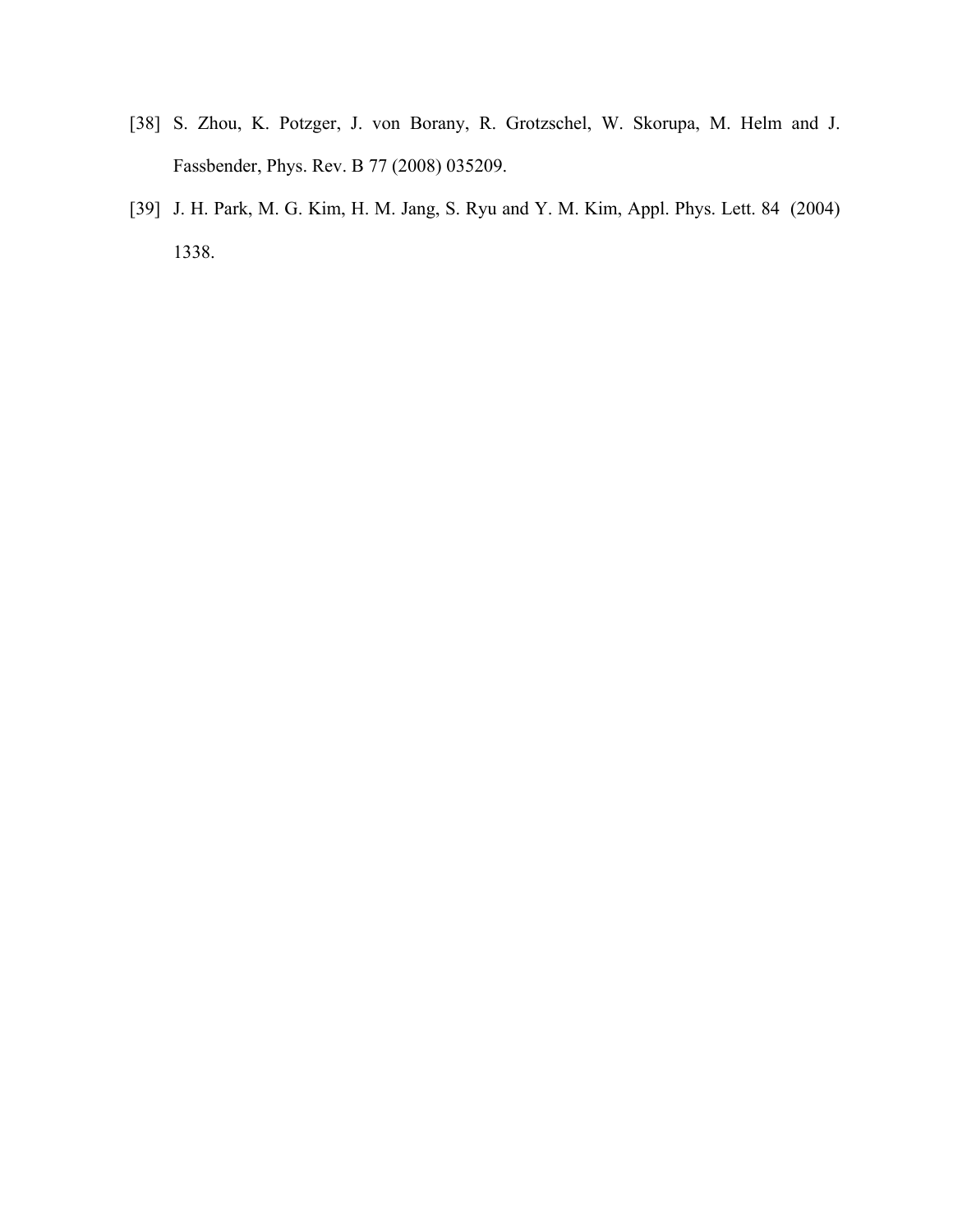[38] S. Zhou, K. Potzger, J. von Borany, R. Grotzschel, W. Skorupa, M. Helm and J. Fassbender, Phys. Rev. B 77 (2008) 035209.

[39] J. H. Park, M. G. Kim, H. M. Jang, S. Ryu and Y. M. Kim, Appl. Phys. Lett. 84 (2004) 1338.